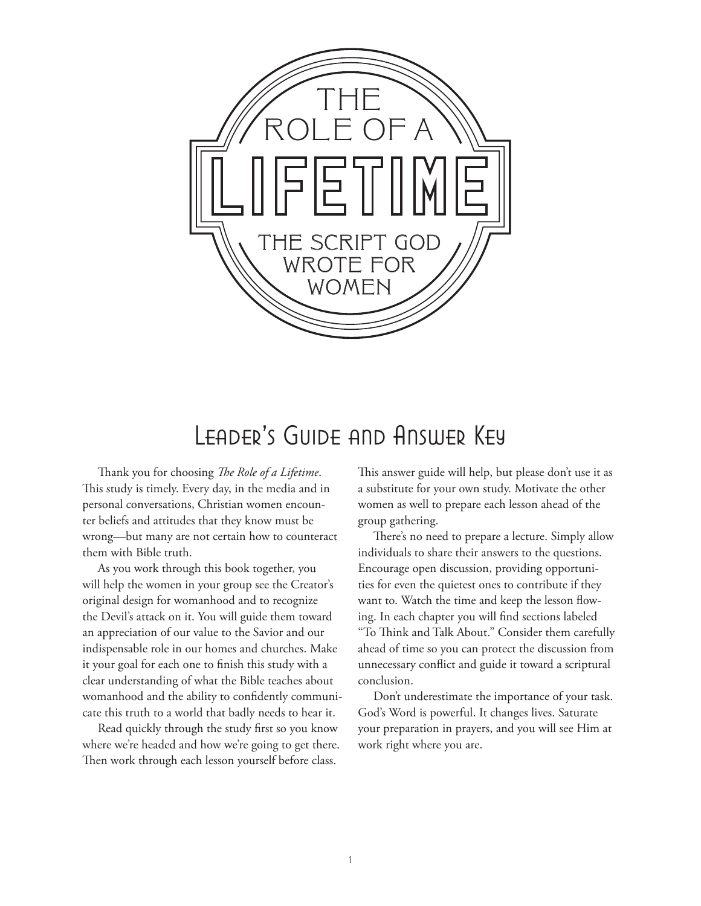# THE ROLE OF A LIFETIME

## THE SCRIPT GOD WROTE FOR WOMEN

## Leader's Guide and Answer Key

Thank you for choosing *The Role of a Lifetime*. This study is timely. Every day, in the media and in personal conversations, Christian women encounter beliefs and attitudes that they know must be wrong—but many are not certain how to counteract them with Bible truth.

As you work through this book together, you will help the women in your group see the Creator's original design for womanhood and to recognize the Devil's attack on it. You will guide them toward an appreciation of our value to the Savior and our indispensable role in our homes and churches. Make it your goal for each one to finish this study with a clear understanding of what the Bible teaches about womanhood and the ability to confidently communicate this truth to a world that badly needs to hear it.

Read quickly through the study first so you know where we're headed and how we're going to get there. Then work through each lesson yourself before class. This answer guide will help, but please don't use it as a substitute for your own study. Motivate the other women as well to prepare each lesson ahead of the group gathering.

There's no need to prepare a lecture. Simply allow individuals to share their answers to the questions. Encourage open discussion, providing opportunities for even the quietest ones to contribute if they want to. Watch the time and keep the lesson flowing. In each chapter you will find sections labeled "To Think and Talk About." Consider them carefully ahead of time so you can protect the discussion from unnecessary conflict and guide it toward a scriptural conclusion.

Don't underestimate the importance of your task. God's Word is powerful. It changes lives. Saturate your preparation in prayers, and you will see Him at work right where you are.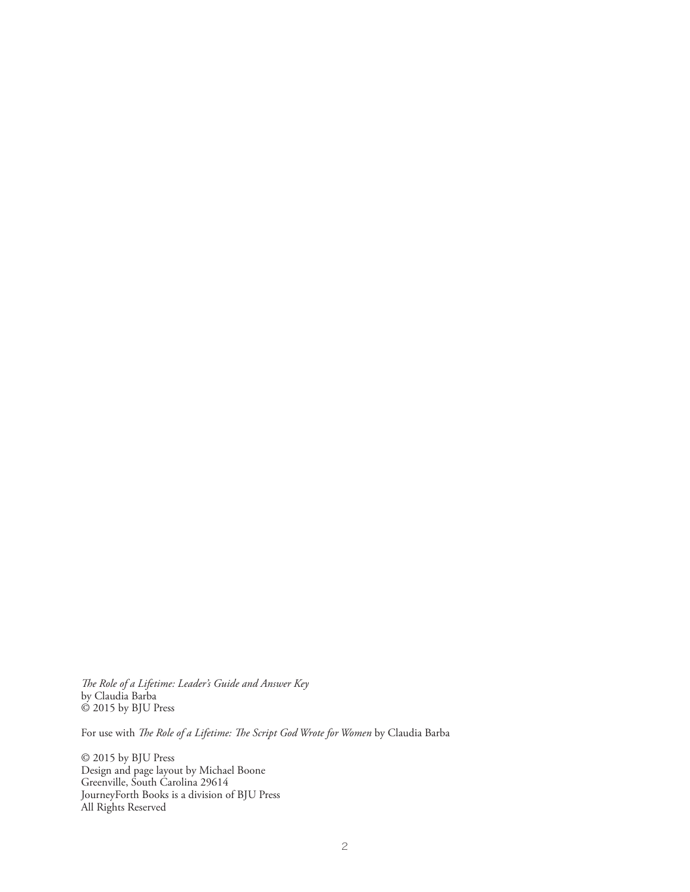*The Role of a Lifetime: Leader's Guide and Answer Key*
by Claudia Barba
© 2015 by BJU Press

For use with *The Role of a Lifetime: The Script God Wrote for Women* by Claudia Barba

© 2015 by BJU Press
Design and page layout by Michael Boone
Greenville, South Carolina 29614
JourneyForth Books is a division of BJU Press
All Rights Reserved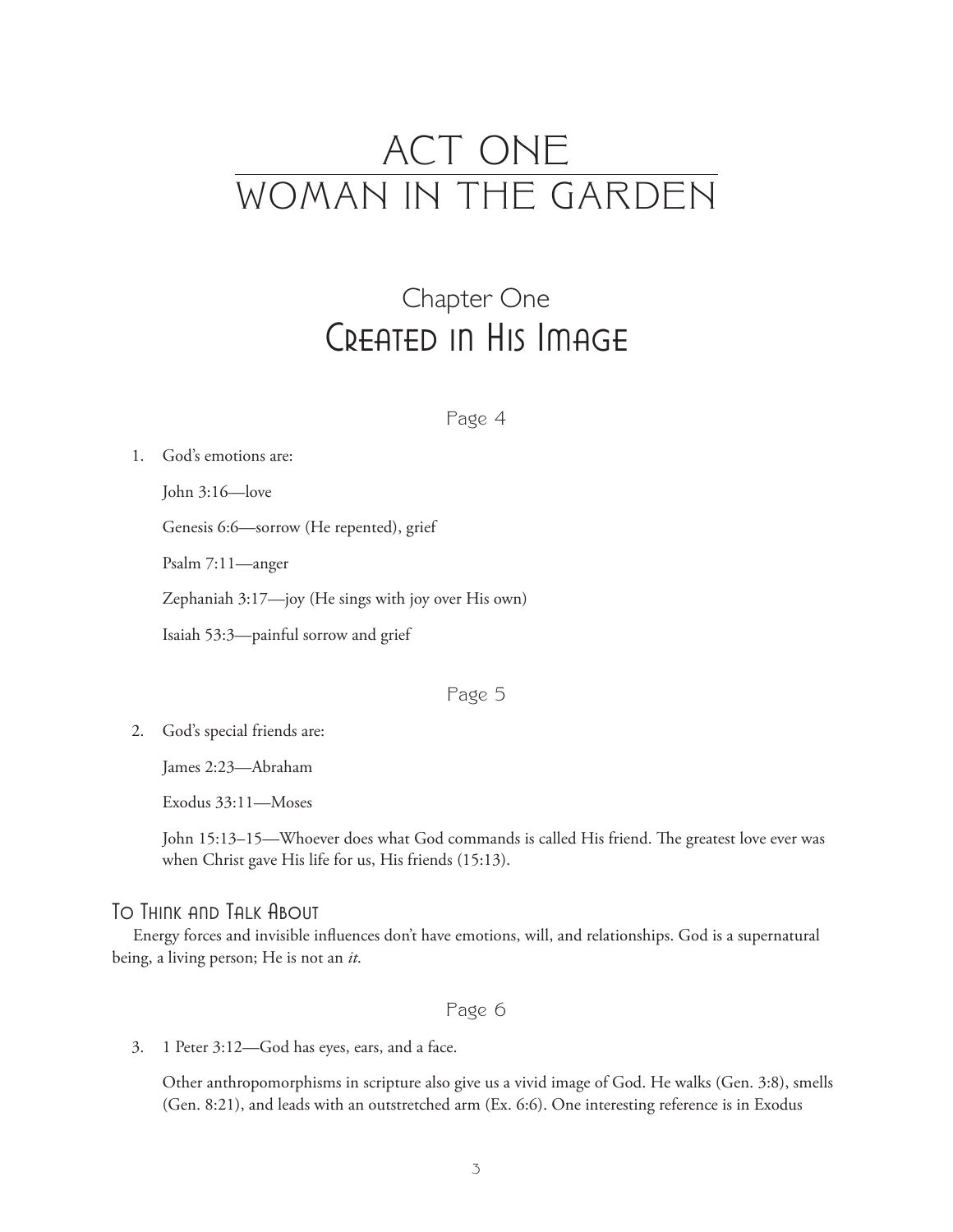# ACT ONE
# WOMAN IN THE GARDEN

## Chapter One
## Created in His Image

### Page 4

1. God's emotions are:

   John 3:16—love

   Genesis 6:6—sorrow (He repented), grief

   Psalm 7:11—anger

   Zephaniah 3:17—joy (He sings with joy over His own)

   Isaiah 53:3—painful sorrow and grief

### Page 5

2. God's special friends are:

   James 2:23—Abraham

   Exodus 33:11—Moses

   John 15:13–15—Whoever does what God commands is called His friend. The greatest love ever was when Christ gave His life for us, His friends (15:13).

### To Think and Talk About

Energy forces and invisible influences don't have emotions, will, and relationships. God is a supernatural being, a living person; He is not an *it*.

### Page 6

3. 1 Peter 3:12—God has eyes, ears, and a face.

   Other anthropomorphisms in scripture also give us a vivid image of God. He walks (Gen. 3:8), smells (Gen. 8:21), and leads with an outstretched arm (Ex. 6:6). One interesting reference is in Exodus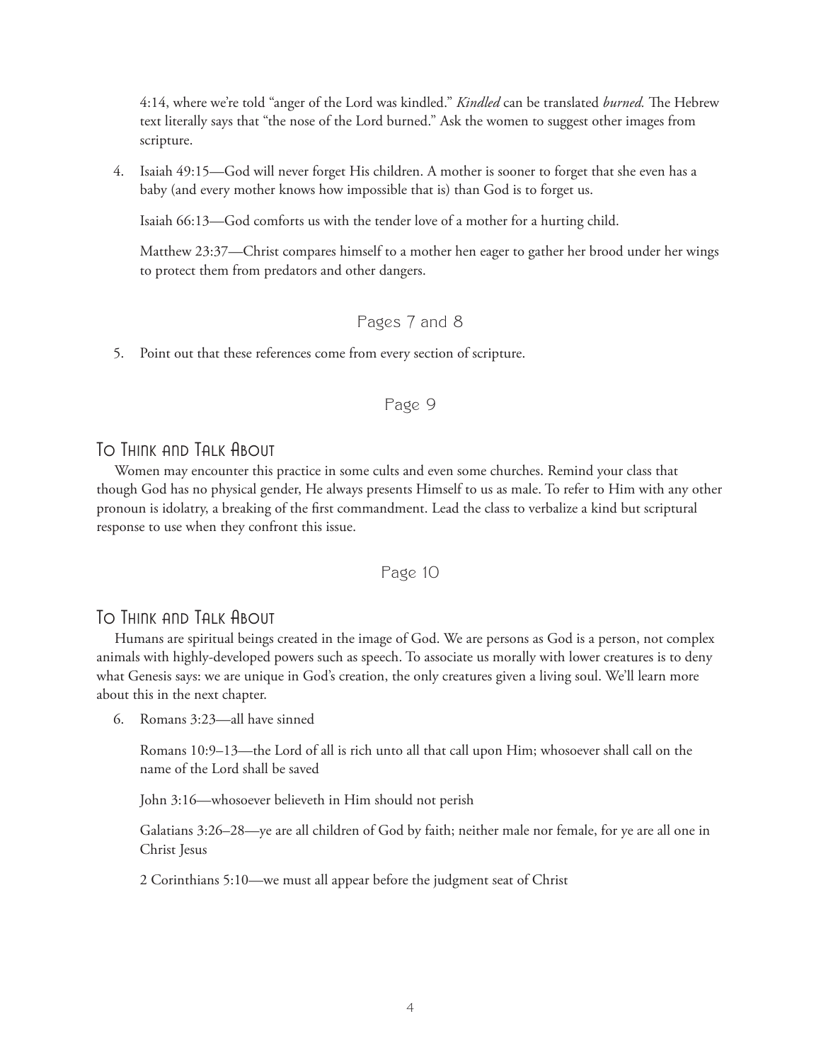4:14, where we're told "anger of the Lord was kindled." *Kindled* can be translated *burned.* The Hebrew text literally says that "the nose of the Lord burned." Ask the women to suggest other images from scripture.

4. Isaiah 49:15—God will never forget His children. A mother is sooner to forget that she even has a baby (and every mother knows how impossible that is) than God is to forget us.

   Isaiah 66:13—God comforts us with the tender love of a mother for a hurting child.

   Matthew 23:37—Christ compares himself to a mother hen eager to gather her brood under her wings to protect them from predators and other dangers.

### Pages 7 and 8

5. Point out that these references come from every section of scripture.

### Page 9

## To Think and Talk About

Women may encounter this practice in some cults and even some churches. Remind your class that though God has no physical gender, He always presents Himself to us as male. To refer to Him with any other pronoun is idolatry, a breaking of the first commandment. Lead the class to verbalize a kind but scriptural response to use when they confront this issue.

### Page 10

## To Think and Talk About

Humans are spiritual beings created in the image of God. We are persons as God is a person, not complex animals with highly-developed powers such as speech. To associate us morally with lower creatures is to deny what Genesis says: we are unique in God's creation, the only creatures given a living soul. We'll learn more about this in the next chapter.

6. Romans 3:23—all have sinned

   Romans 10:9–13—the Lord of all is rich unto all that call upon Him; whosoever shall call on the name of the Lord shall be saved

   John 3:16—whosoever believeth in Him should not perish

   Galatians 3:26–28—ye are all children of God by faith; neither male nor female, for ye are all one in Christ Jesus

   2 Corinthians 5:10—we must all appear before the judgment seat of Christ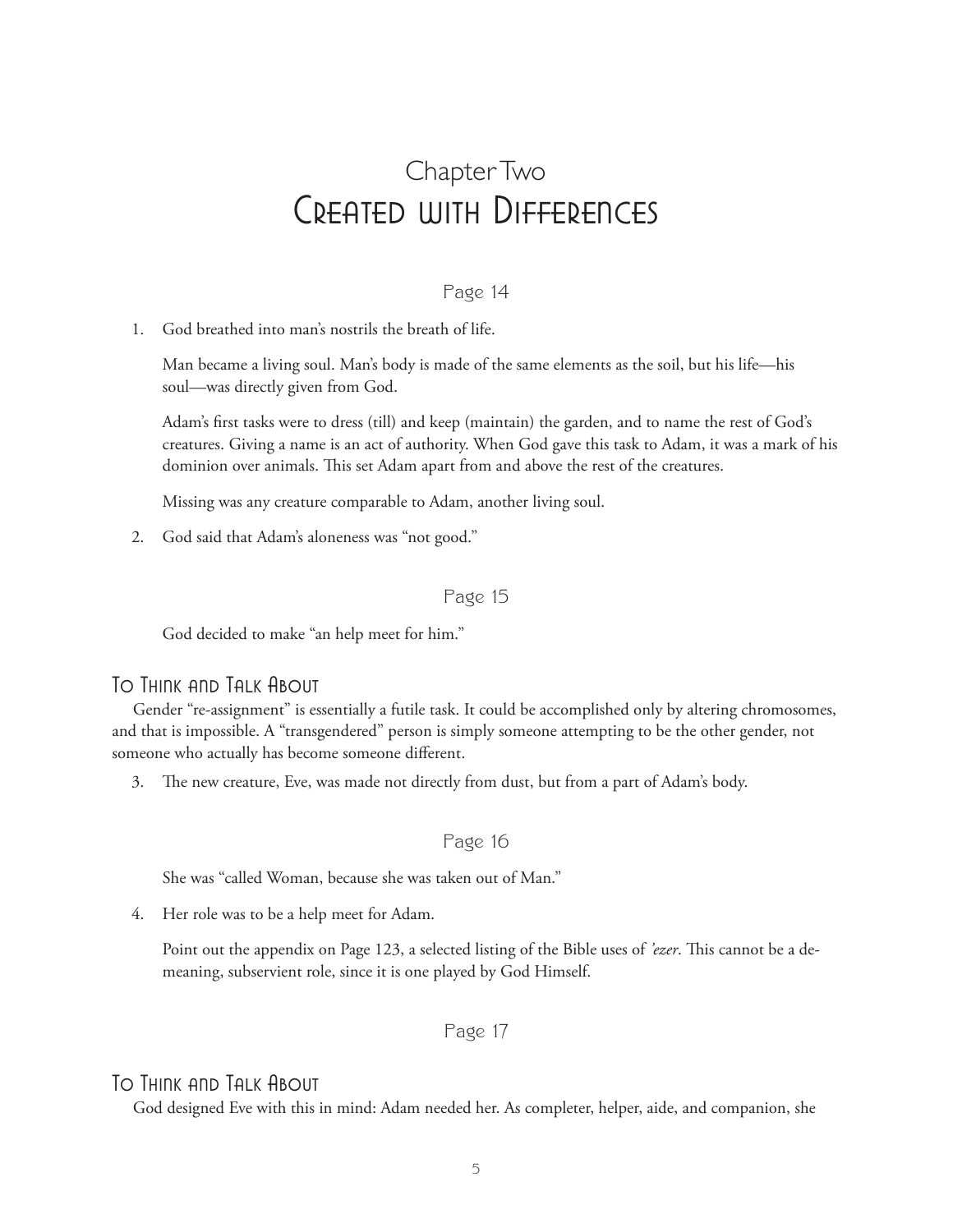# Chapter Two
# Created with Differences

### Page 14

1. God breathed into man's nostrils the breath of life.

   Man became a living soul. Man's body is made of the same elements as the soil, but his life—his soul—was directly given from God.

   Adam's first tasks were to dress (till) and keep (maintain) the garden, and to name the rest of God's creatures. Giving a name is an act of authority. When God gave this task to Adam, it was a mark of his dominion over animals. This set Adam apart from and above the rest of the creatures.

   Missing was any creature comparable to Adam, another living soul.

2. God said that Adam's aloneness was "not good."

### Page 15

   God decided to make "an help meet for him."

## To Think and Talk About

Gender "re-assignment" is essentially a futile task. It could be accomplished only by altering chromosomes, and that is impossible. A "transgendered" person is simply someone attempting to be the other gender, not someone who actually has become someone different.

3. The new creature, Eve, was made not directly from dust, but from a part of Adam's body.

### Page 16

   She was "called Woman, because she was taken out of Man."

4. Her role was to be a help meet for Adam.

   Point out the appendix on Page 123, a selected listing of the Bible uses of *ʾezer*. This cannot be a demeaning, subservient role, since it is one played by God Himself.

### Page 17

## To Think and Talk About

God designed Eve with this in mind: Adam needed her. As completer, helper, aide, and companion, she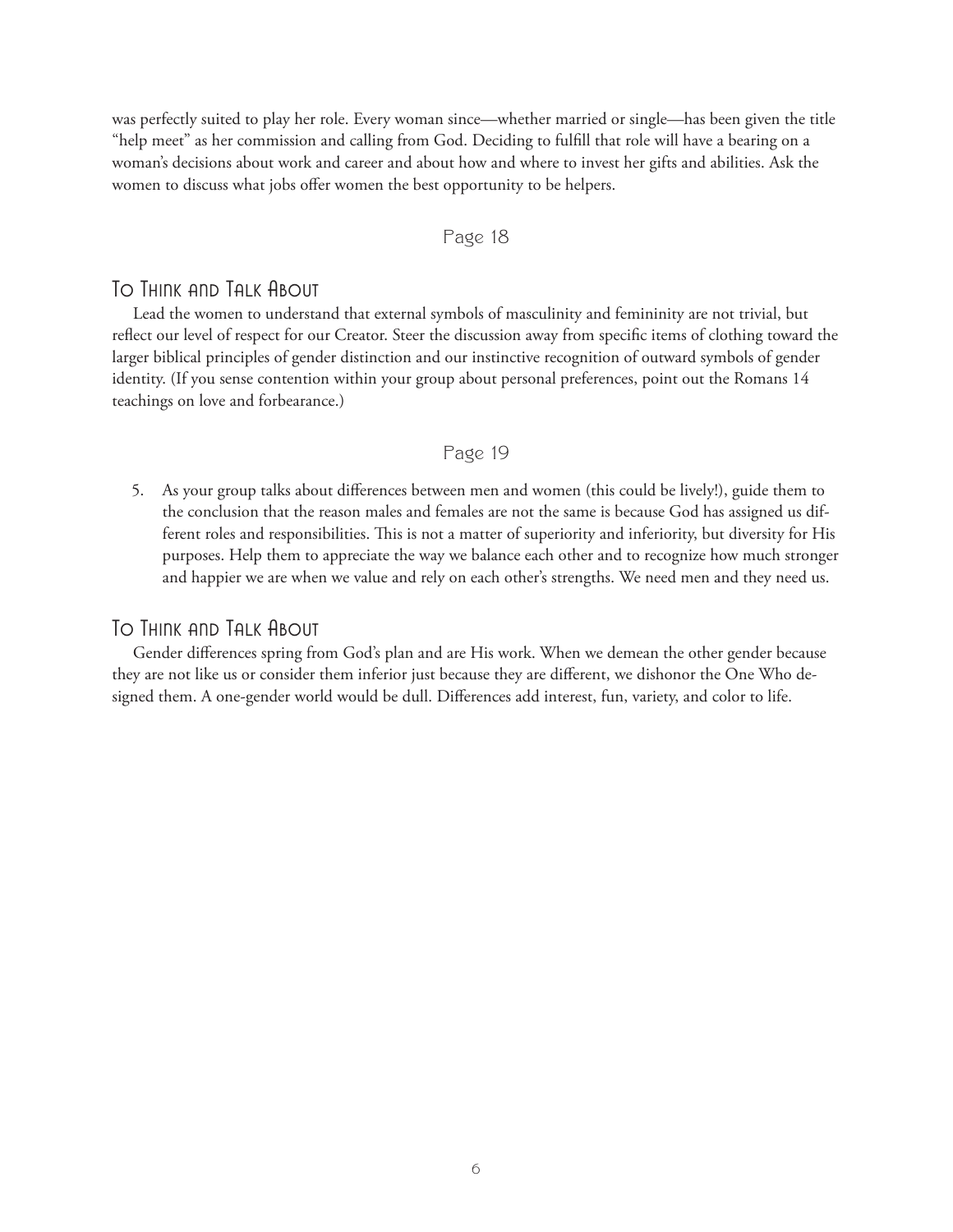was perfectly suited to play her role. Every woman since—whether married or single—has been given the title "help meet" as her commission and calling from God. Deciding to fulfill that role will have a bearing on a woman's decisions about work and career and about how and where to invest her gifts and abilities. Ask the women to discuss what jobs offer women the best opportunity to be helpers.

### Page 18

## To Think and Talk About

Lead the women to understand that external symbols of masculinity and femininity are not trivial, but reflect our level of respect for our Creator. Steer the discussion away from specific items of clothing toward the larger biblical principles of gender distinction and our instinctive recognition of outward symbols of gender identity. (If you sense contention within your group about personal preferences, point out the Romans 14 teachings on love and forbearance.)

### Page 19

5. As your group talks about differences between men and women (this could be lively!), guide them to the conclusion that the reason males and females are not the same is because God has assigned us different roles and responsibilities. This is not a matter of superiority and inferiority, but diversity for His purposes. Help them to appreciate the way we balance each other and to recognize how much stronger and happier we are when we value and rely on each other's strengths. We need men and they need us.

## To Think and Talk About

Gender differences spring from God's plan and are His work. When we demean the other gender because they are not like us or consider them inferior just because they are different, we dishonor the One Who designed them. A one-gender world would be dull. Differences add interest, fun, variety, and color to life.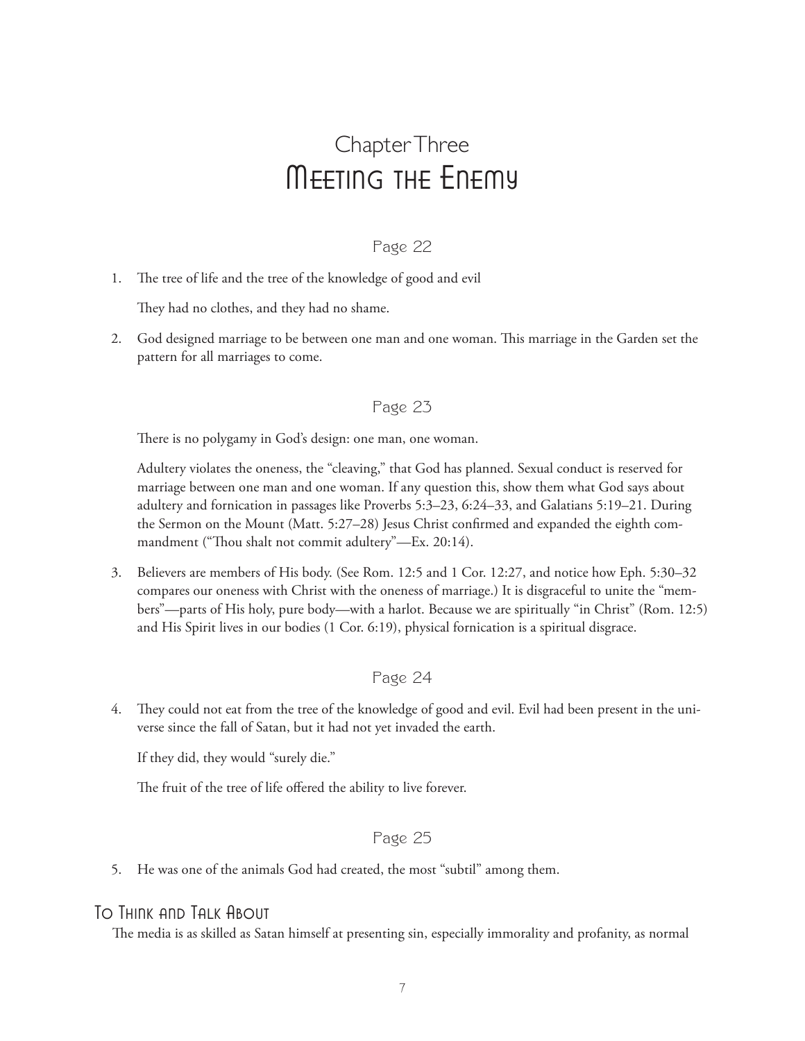# Chapter Three
# Meeting the Enemy

## Page 22

1. The tree of life and the tree of the knowledge of good and evil

   They had no clothes, and they had no shame.

2. God designed marriage to be between one man and one woman. This marriage in the Garden set the pattern for all marriages to come.

## Page 23

There is no polygamy in God's design: one man, one woman.

Adultery violates the oneness, the "cleaving," that God has planned. Sexual conduct is reserved for marriage between one man and one woman. If any question this, show them what God says about adultery and fornication in passages like Proverbs 5:3–23, 6:24–33, and Galatians 5:19–21. During the Sermon on the Mount (Matt. 5:27–28) Jesus Christ confirmed and expanded the eighth commandment ("Thou shalt not commit adultery"—Ex. 20:14).

3. Believers are members of His body. (See Rom. 12:5 and 1 Cor. 12:27, and notice how Eph. 5:30–32 compares our oneness with Christ with the oneness of marriage.) It is disgraceful to unite the "members"—parts of His holy, pure body—with a harlot. Because we are spiritually "in Christ" (Rom. 12:5) and His Spirit lives in our bodies (1 Cor. 6:19), physical fornication is a spiritual disgrace.

## Page 24

4. They could not eat from the tree of the knowledge of good and evil. Evil had been present in the universe since the fall of Satan, but it had not yet invaded the earth.

   If they did, they would "surely die."

   The fruit of the tree of life offered the ability to live forever.

## Page 25

5. He was one of the animals God had created, the most "subtil" among them.

## To Think and Talk About

The media is as skilled as Satan himself at presenting sin, especially immorality and profanity, as normal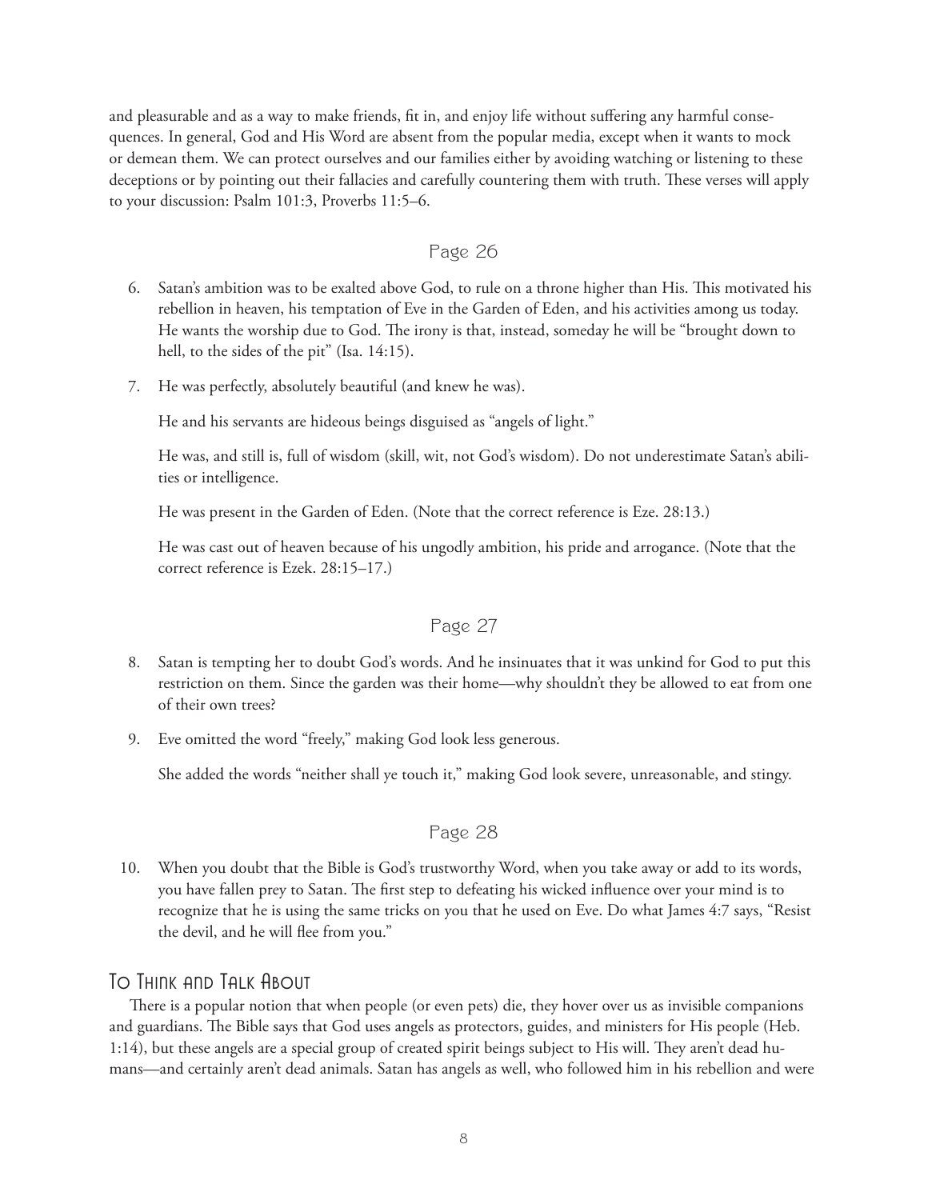and pleasurable and as a way to make friends, fit in, and enjoy life without suffering any harmful consequences. In general, God and His Word are absent from the popular media, except when it wants to mock or demean them. We can protect ourselves and our families either by avoiding watching or listening to these deceptions or by pointing out their fallacies and carefully countering them with truth. These verses will apply to your discussion: Psalm 101:3, Proverbs 11:5–6.

### Page 26

6. Satan's ambition was to be exalted above God, to rule on a throne higher than His. This motivated his rebellion in heaven, his temptation of Eve in the Garden of Eden, and his activities among us today. He wants the worship due to God. The irony is that, instead, someday he will be "brought down to hell, to the sides of the pit" (Isa. 14:15).

7. He was perfectly, absolutely beautiful (and knew he was).

   He and his servants are hideous beings disguised as "angels of light."

   He was, and still is, full of wisdom (skill, wit, not God's wisdom). Do not underestimate Satan's abilities or intelligence.

   He was present in the Garden of Eden. (Note that the correct reference is Eze. 28:13.)

   He was cast out of heaven because of his ungodly ambition, his pride and arrogance. (Note that the correct reference is Ezek. 28:15–17.)

### Page 27

8. Satan is tempting her to doubt God's words. And he insinuates that it was unkind for God to put this restriction on them. Since the garden was their home—why shouldn't they be allowed to eat from one of their own trees?

9. Eve omitted the word "freely," making God look less generous.

   She added the words "neither shall ye touch it," making God look severe, unreasonable, and stingy.

### Page 28

10. When you doubt that the Bible is God's trustworthy Word, when you take away or add to its words, you have fallen prey to Satan. The first step to defeating his wicked influence over your mind is to recognize that he is using the same tricks on you that he used on Eve. Do what James 4:7 says, "Resist the devil, and he will flee from you."

## To Think and Talk About

There is a popular notion that when people (or even pets) die, they hover over us as invisible companions and guardians. The Bible says that God uses angels as protectors, guides, and ministers for His people (Heb. 1:14), but these angels are a special group of created spirit beings subject to His will. They aren't dead humans—and certainly aren't dead animals. Satan has angels as well, who followed him in his rebellion and were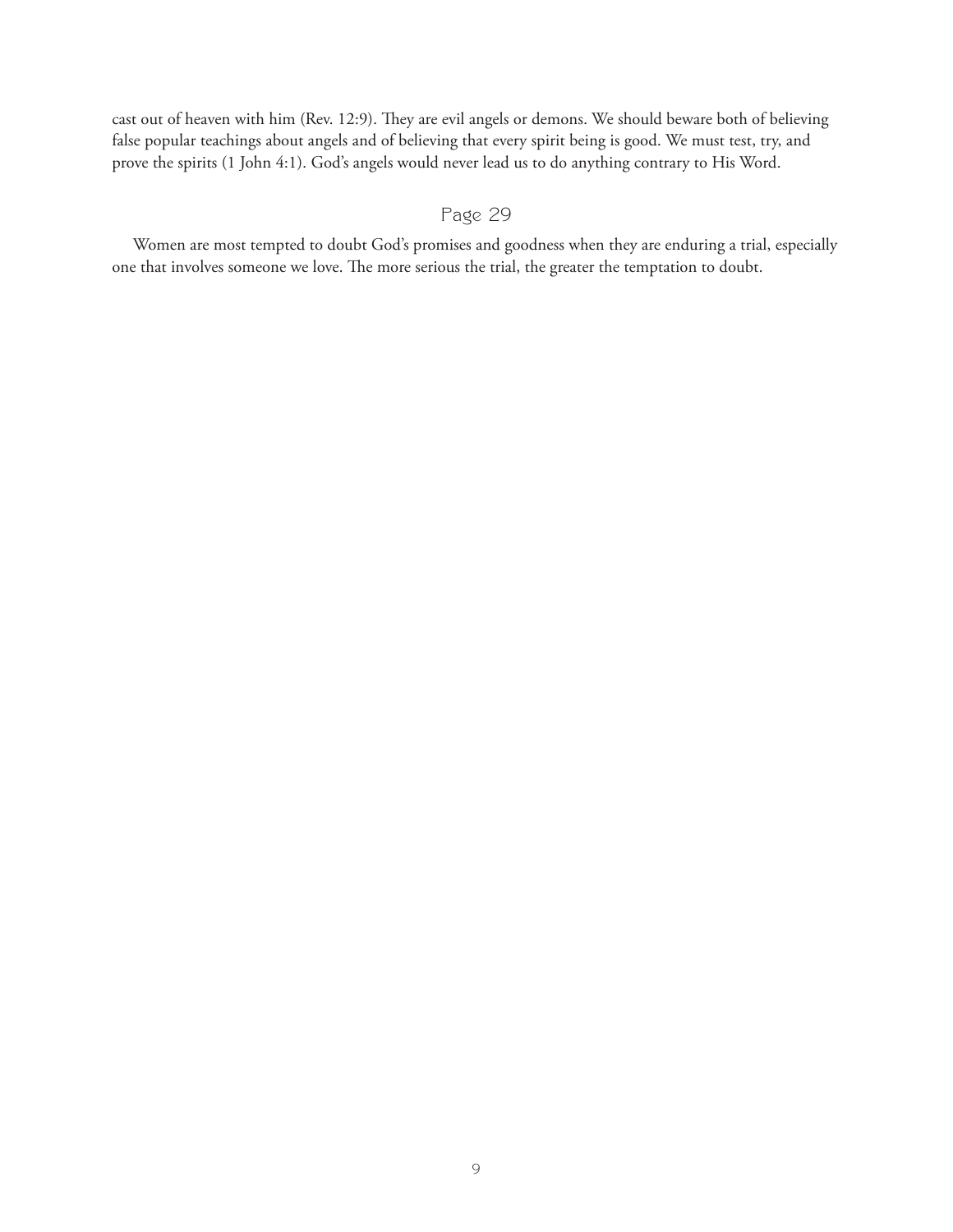cast out of heaven with him (Rev. 12:9). They are evil angels or demons. We should beware both of believing false popular teachings about angels and of believing that every spirit being is good. We must test, try, and prove the spirits (1 John 4:1). God's angels would never lead us to do anything contrary to His Word.

## Page 29

Women are most tempted to doubt God's promises and goodness when they are enduring a trial, especially one that involves someone we love. The more serious the trial, the greater the temptation to doubt.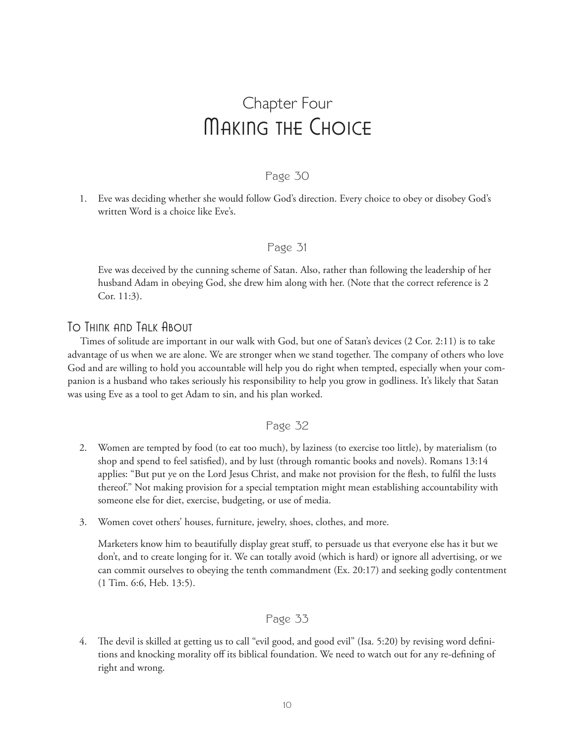# Chapter Four
# Making the Choice

## Page 30

1. Eve was deciding whether she would follow God's direction. Every choice to obey or disobey God's written Word is a choice like Eve's.

## Page 31

Eve was deceived by the cunning scheme of Satan. Also, rather than following the leadership of her husband Adam in obeying God, she drew him along with her. (Note that the correct reference is 2 Cor. 11:3).

### To Think and Talk About

Times of solitude are important in our walk with God, but one of Satan's devices (2 Cor. 2:11) is to take advantage of us when we are alone. We are stronger when we stand together. The company of others who love God and are willing to hold you accountable will help you do right when tempted, especially when your companion is a husband who takes seriously his responsibility to help you grow in godliness. It's likely that Satan was using Eve as a tool to get Adam to sin, and his plan worked.

## Page 32

2. Women are tempted by food (to eat too much), by laziness (to exercise too little), by materialism (to shop and spend to feel satisfied), and by lust (through romantic books and novels). Romans 13:14 applies: "But put ye on the Lord Jesus Christ, and make not provision for the flesh, to fulfil the lusts thereof." Not making provision for a special temptation might mean establishing accountability with someone else for diet, exercise, budgeting, or use of media.

3. Women covet others' houses, furniture, jewelry, shoes, clothes, and more.

   Marketers know him to beautifully display great stuff, to persuade us that everyone else has it but we don't, and to create longing for it. We can totally avoid (which is hard) or ignore all advertising, or we can commit ourselves to obeying the tenth commandment (Ex. 20:17) and seeking godly contentment (1 Tim. 6:6, Heb. 13:5).

## Page 33

4. The devil is skilled at getting us to call "evil good, and good evil" (Isa. 5:20) by revising word definitions and knocking morality off its biblical foundation. We need to watch out for any re-defining of right and wrong.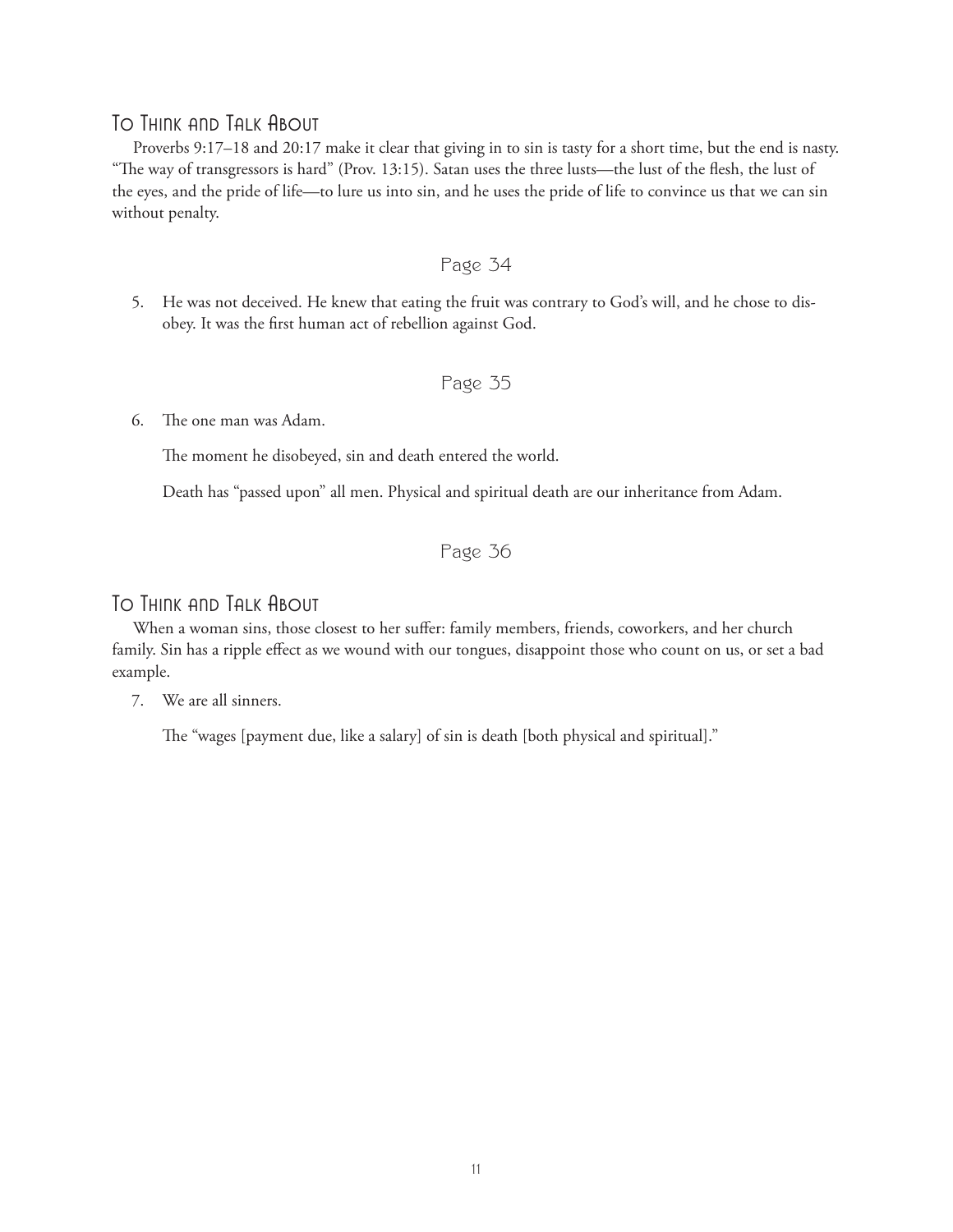## To Think and Talk About

Proverbs 9:17–18 and 20:17 make it clear that giving in to sin is tasty for a short time, but the end is nasty. "The way of transgressors is hard" (Prov. 13:15). Satan uses the three lusts—the lust of the flesh, the lust of the eyes, and the pride of life—to lure us into sin, and he uses the pride of life to convince us that we can sin without penalty.

### Page 34

5. He was not deceived. He knew that eating the fruit was contrary to God's will, and he chose to disobey. It was the first human act of rebellion against God.

### Page 35

6. The one man was Adam.

   The moment he disobeyed, sin and death entered the world.

   Death has "passed upon" all men. Physical and spiritual death are our inheritance from Adam.

### Page 36

## To Think and Talk About

When a woman sins, those closest to her suffer: family members, friends, coworkers, and her church family. Sin has a ripple effect as we wound with our tongues, disappoint those who count on us, or set a bad example.

7. We are all sinners.

   The "wages [payment due, like a salary] of sin is death [both physical and spiritual]."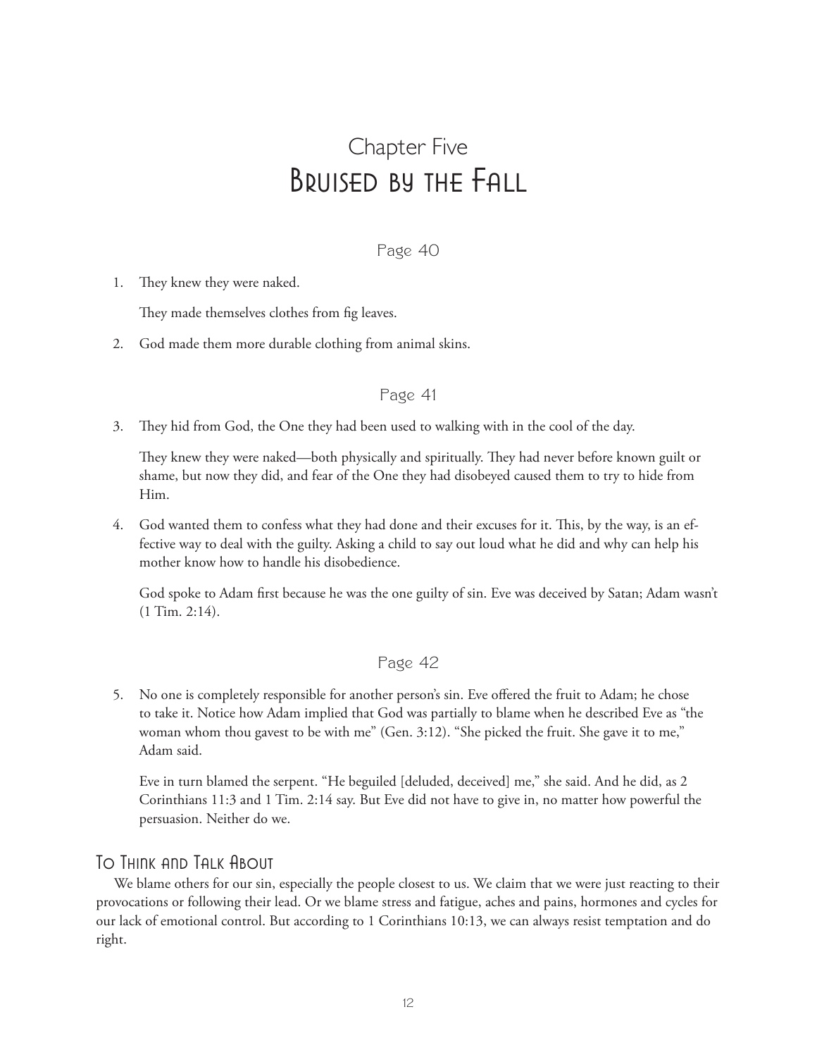# Chapter Five
# Bruised by the Fall

### Page 40

1. They knew they were naked.

   They made themselves clothes from fig leaves.

2. God made them more durable clothing from animal skins.

### Page 41

3. They hid from God, the One they had been used to walking with in the cool of the day.

   They knew they were naked—both physically and spiritually. They had never before known guilt or shame, but now they did, and fear of the One they had disobeyed caused them to try to hide from Him.

4. God wanted them to confess what they had done and their excuses for it. This, by the way, is an effective way to deal with the guilty. Asking a child to say out loud what he did and why can help his mother know how to handle his disobedience.

   God spoke to Adam first because he was the one guilty of sin. Eve was deceived by Satan; Adam wasn't (1 Tim. 2:14).

### Page 42

5. No one is completely responsible for another person's sin. Eve offered the fruit to Adam; he chose to take it. Notice how Adam implied that God was partially to blame when he described Eve as "the woman whom thou gavest to be with me" (Gen. 3:12). "She picked the fruit. She gave it to me," Adam said.

   Eve in turn blamed the serpent. "He beguiled [deluded, deceived] me," she said. And he did, as 2 Corinthians 11:3 and 1 Tim. 2:14 say. But Eve did not have to give in, no matter how powerful the persuasion. Neither do we.

## To Think and Talk About

We blame others for our sin, especially the people closest to us. We claim that we were just reacting to their provocations or following their lead. Or we blame stress and fatigue, aches and pains, hormones and cycles for our lack of emotional control. But according to 1 Corinthians 10:13, we can always resist temptation and do right.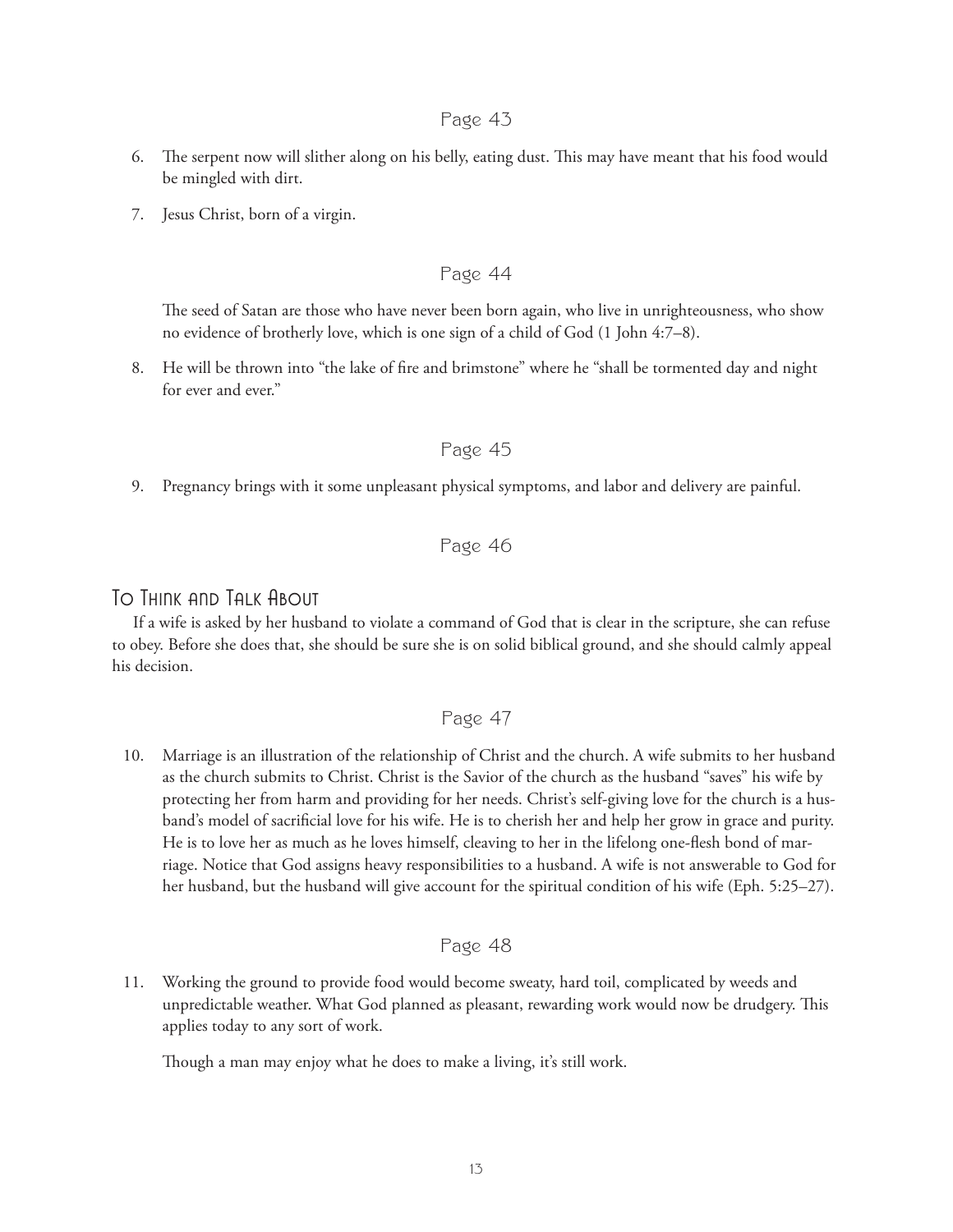## Page 43

6. The serpent now will slither along on his belly, eating dust. This may have meant that his food would be mingled with dirt.

7. Jesus Christ, born of a virgin.

## Page 44

The seed of Satan are those who have never been born again, who live in unrighteousness, who show no evidence of brotherly love, which is one sign of a child of God (1 John 4:7–8).

8. He will be thrown into "the lake of fire and brimstone" where he "shall be tormented day and night for ever and ever."

## Page 45

9. Pregnancy brings with it some unpleasant physical symptoms, and labor and delivery are painful.

## Page 46

### To Think and Talk About

If a wife is asked by her husband to violate a command of God that is clear in the scripture, she can refuse to obey. Before she does that, she should be sure she is on solid biblical ground, and she should calmly appeal his decision.

## Page 47

10. Marriage is an illustration of the relationship of Christ and the church. A wife submits to her husband as the church submits to Christ. Christ is the Savior of the church as the husband "saves" his wife by protecting her from harm and providing for her needs. Christ's self-giving love for the church is a husband's model of sacrificial love for his wife. He is to cherish her and help her grow in grace and purity. He is to love her as much as he loves himself, cleaving to her in the lifelong one-flesh bond of marriage. Notice that God assigns heavy responsibilities to a husband. A wife is not answerable to God for her husband, but the husband will give account for the spiritual condition of his wife (Eph. 5:25–27).

## Page 48

11. Working the ground to provide food would become sweaty, hard toil, complicated by weeds and unpredictable weather. What God planned as pleasant, rewarding work would now be drudgery. This applies today to any sort of work.

    Though a man may enjoy what he does to make a living, it's still work.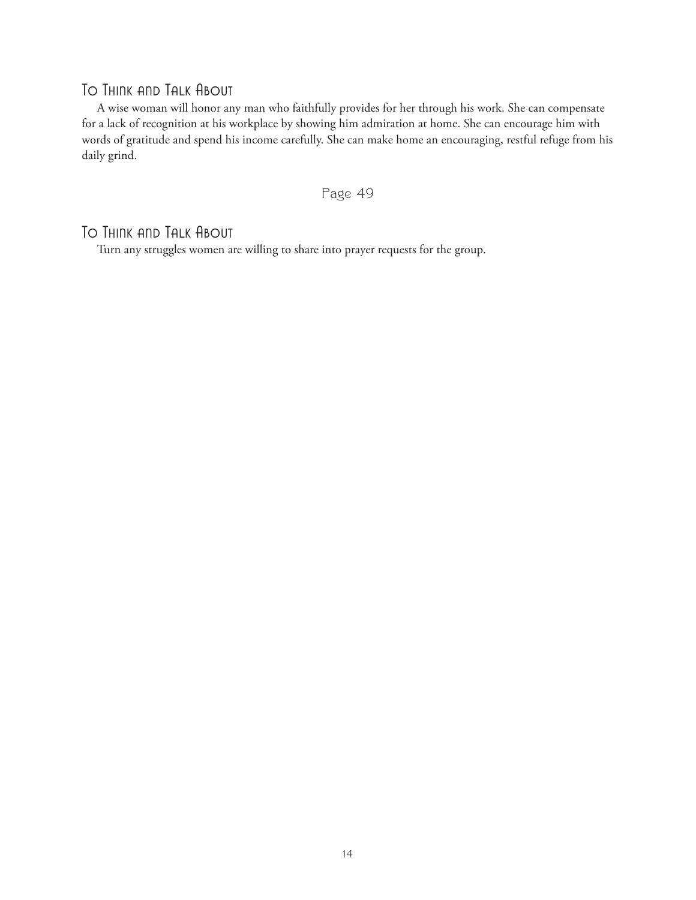## To Think and Talk About

A wise woman will honor any man who faithfully provides for her through his work. She can compensate for a lack of recognition at his workplace by showing him admiration at home. She can encourage him with words of gratitude and spend his income carefully. She can make home an encouraging, restful refuge from his daily grind.

Page 49

## To Think and Talk About

Turn any struggles women are willing to share into prayer requests for the group.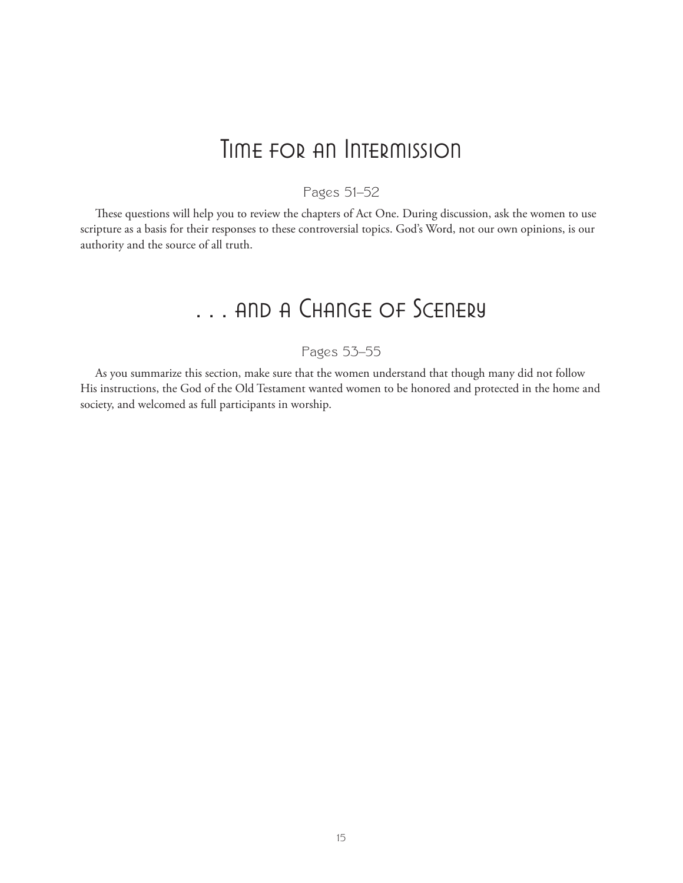## Time for an Intermission

Pages 51–52

These questions will help you to review the chapters of Act One. During discussion, ask the women to use scripture as a basis for their responses to these controversial topics. God's Word, not our own opinions, is our authority and the source of all truth.

## . . . and a Change of Scenery

Pages 53–55

As you summarize this section, make sure that the women understand that though many did not follow His instructions, the God of the Old Testament wanted women to be honored and protected in the home and society, and welcomed as full participants in worship.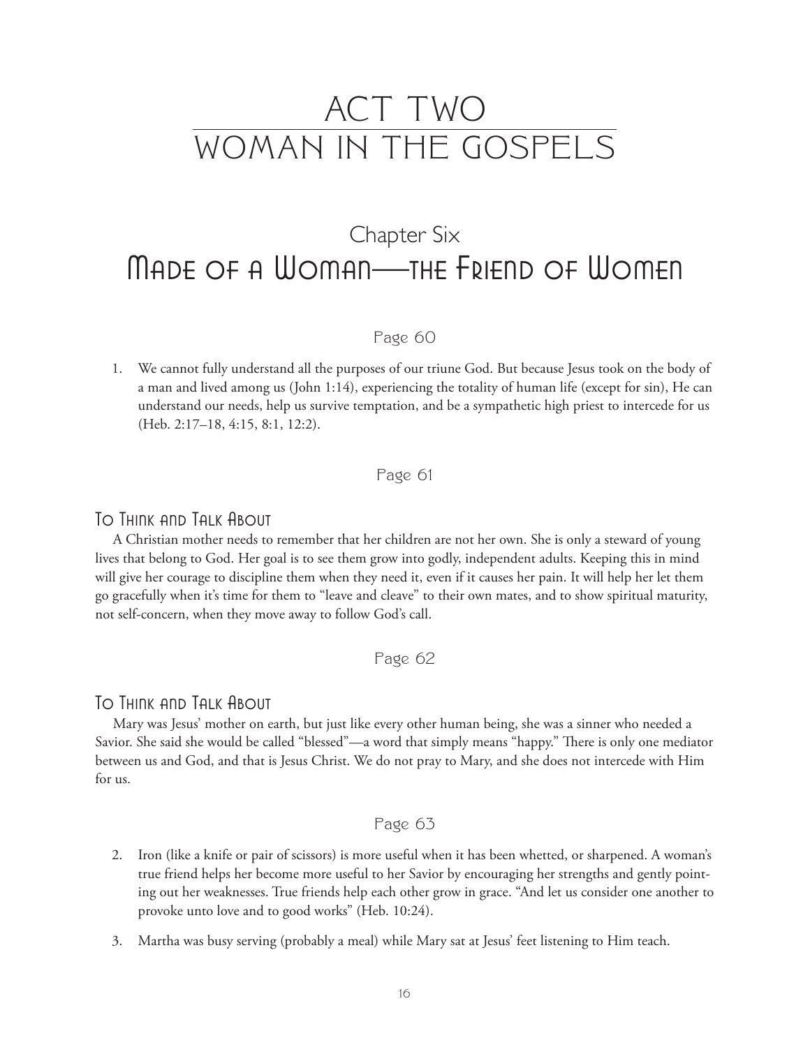# ACT TWO
# WOMAN IN THE GOSPELS

## Chapter Six
## Made of a Woman—the Friend of Women

### Page 60

1. We cannot fully understand all the purposes of our triune God. But because Jesus took on the body of a man and lived among us (John 1:14), experiencing the totality of human life (except for sin), He can understand our needs, help us survive temptation, and be a sympathetic high priest to intercede for us (Heb. 2:17–18, 4:15, 8:1, 12:2).

### Page 61

#### To Think and Talk About

A Christian mother needs to remember that her children are not her own. She is only a steward of young lives that belong to God. Her goal is to see them grow into godly, independent adults. Keeping this in mind will give her courage to discipline them when they need it, even if it causes her pain. It will help her let them go gracefully when it's time for them to "leave and cleave" to their own mates, and to show spiritual maturity, not self-concern, when they move away to follow God's call.

### Page 62

#### To Think and Talk About

Mary was Jesus' mother on earth, but just like every other human being, she was a sinner who needed a Savior. She said she would be called "blessed"—a word that simply means "happy." There is only one mediator between us and God, and that is Jesus Christ. We do not pray to Mary, and she does not intercede with Him for us.

### Page 63

2. Iron (like a knife or pair of scissors) is more useful when it has been whetted, or sharpened. A woman's true friend helps her become more useful to her Savior by encouraging her strengths and gently pointing out her weaknesses. True friends help each other grow in grace. "And let us consider one another to provoke unto love and to good works" (Heb. 10:24).

3. Martha was busy serving (probably a meal) while Mary sat at Jesus' feet listening to Him teach.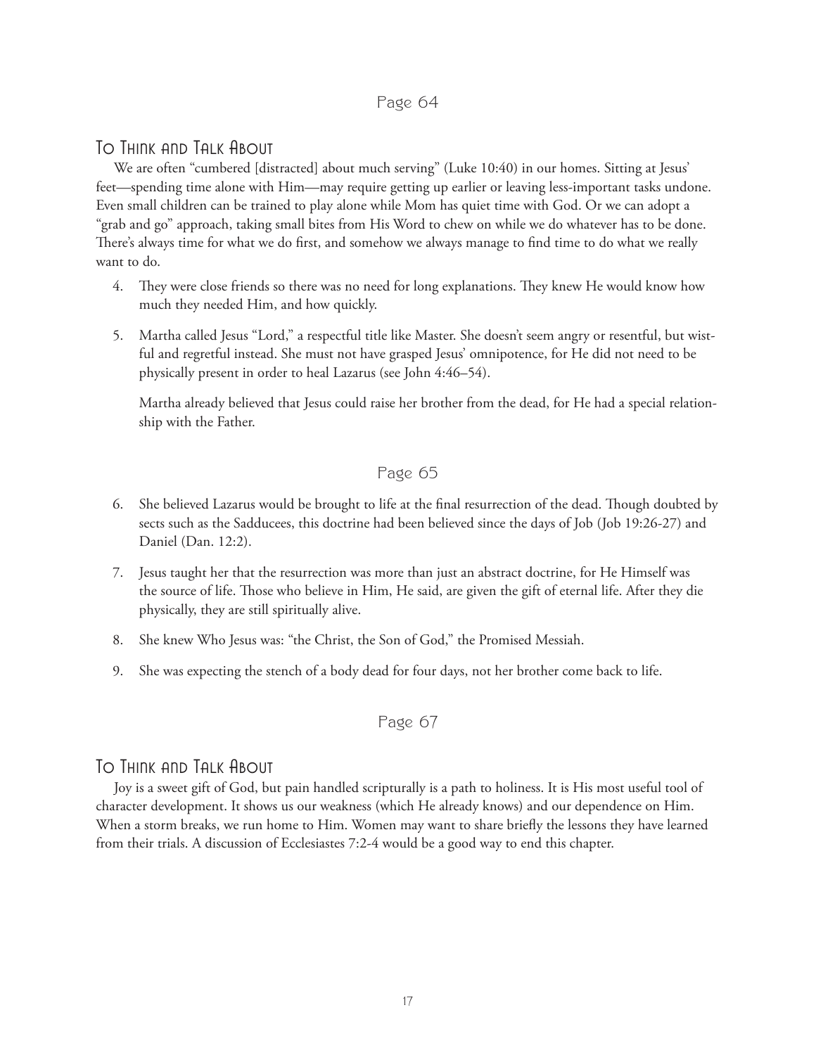Page 64

## To Think and Talk About

We are often "cumbered [distracted] about much serving" (Luke 10:40) in our homes. Sitting at Jesus' feet—spending time alone with Him—may require getting up earlier or leaving less-important tasks undone. Even small children can be trained to play alone while Mom has quiet time with God. Or we can adopt a "grab and go" approach, taking small bites from His Word to chew on while we do whatever has to be done. There's always time for what we do first, and somehow we always manage to find time to do what we really want to do.

4. They were close friends so there was no need for long explanations. They knew He would know how much they needed Him, and how quickly.

5. Martha called Jesus "Lord," a respectful title like Master. She doesn't seem angry or resentful, but wistful and regretful instead. She must not have grasped Jesus' omnipotence, for He did not need to be physically present in order to heal Lazarus (see John 4:46–54).

   Martha already believed that Jesus could raise her brother from the dead, for He had a special relationship with the Father.

Page 65

6. She believed Lazarus would be brought to life at the final resurrection of the dead. Though doubted by sects such as the Sadducees, this doctrine had been believed since the days of Job (Job 19:26-27) and Daniel (Dan. 12:2).

7. Jesus taught her that the resurrection was more than just an abstract doctrine, for He Himself was the source of life. Those who believe in Him, He said, are given the gift of eternal life. After they die physically, they are still spiritually alive.

8. She knew Who Jesus was: "the Christ, the Son of God," the Promised Messiah.

9. She was expecting the stench of a body dead for four days, not her brother come back to life.

Page 67

## To Think and Talk About

Joy is a sweet gift of God, but pain handled scripturally is a path to holiness. It is His most useful tool of character development. It shows us our weakness (which He already knows) and our dependence on Him. When a storm breaks, we run home to Him. Women may want to share briefly the lessons they have learned from their trials. A discussion of Ecclesiastes 7:2-4 would be a good way to end this chapter.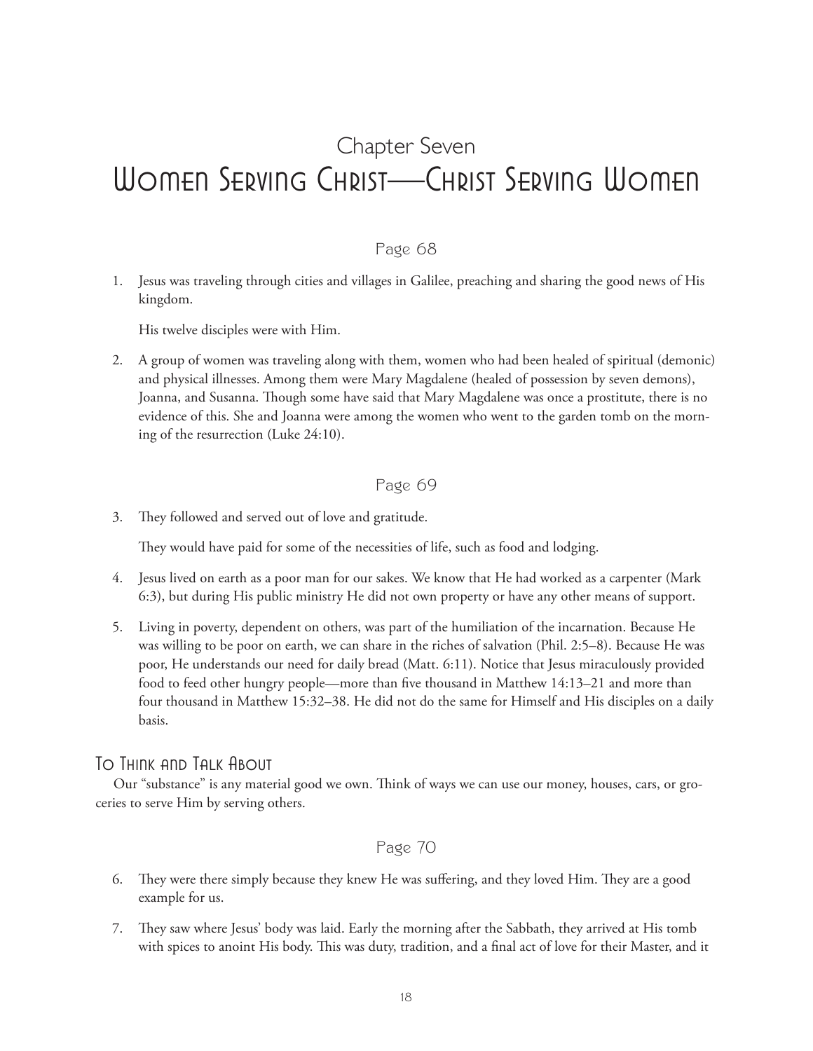# Chapter Seven
# Women Serving Christ—Christ Serving Women

## Page 68

1. Jesus was traveling through cities and villages in Galilee, preaching and sharing the good news of His kingdom.

   His twelve disciples were with Him.

2. A group of women was traveling along with them, women who had been healed of spiritual (demonic) and physical illnesses. Among them were Mary Magdalene (healed of possession by seven demons), Joanna, and Susanna. Though some have said that Mary Magdalene was once a prostitute, there is no evidence of this. She and Joanna were among the women who went to the garden tomb on the morning of the resurrection (Luke 24:10).

## Page 69

3. They followed and served out of love and gratitude.

   They would have paid for some of the necessities of life, such as food and lodging.

4. Jesus lived on earth as a poor man for our sakes. We know that He had worked as a carpenter (Mark 6:3), but during His public ministry He did not own property or have any other means of support.

5. Living in poverty, dependent on others, was part of the humiliation of the incarnation. Because He was willing to be poor on earth, we can share in the riches of salvation (Phil. 2:5–8). Because He was poor, He understands our need for daily bread (Matt. 6:11). Notice that Jesus miraculously provided food to feed other hungry people—more than five thousand in Matthew 14:13–21 and more than four thousand in Matthew 15:32–38. He did not do the same for Himself and His disciples on a daily basis.

### To Think and Talk About

Our "substance" is any material good we own. Think of ways we can use our money, houses, cars, or groceries to serve Him by serving others.

## Page 70

6. They were there simply because they knew He was suffering, and they loved Him. They are a good example for us.

7. They saw where Jesus' body was laid. Early the morning after the Sabbath, they arrived at His tomb with spices to anoint His body. This was duty, tradition, and a final act of love for their Master, and it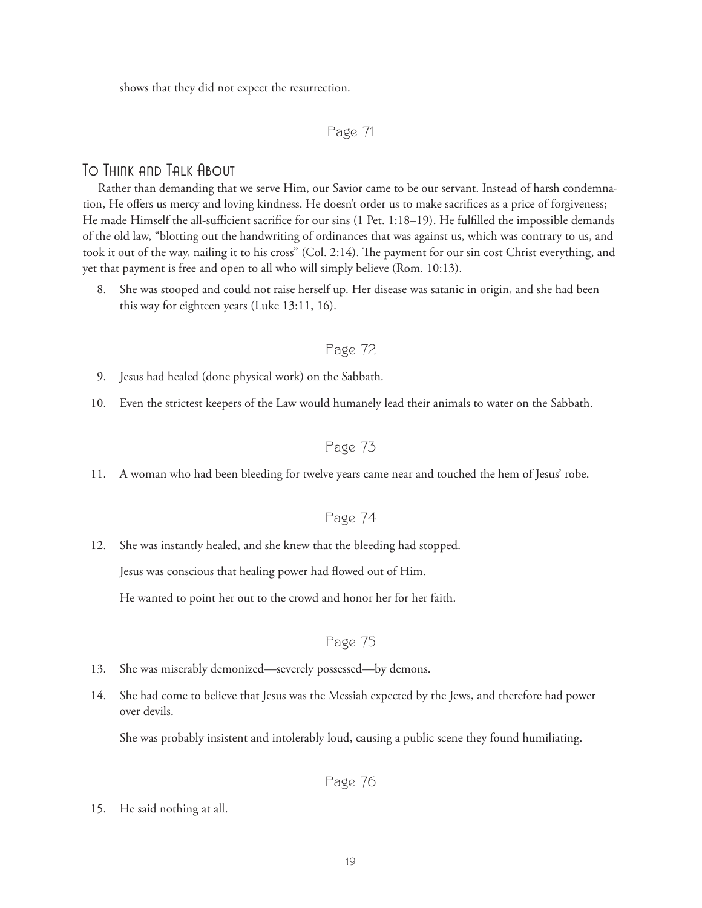shows that they did not expect the resurrection.

Page 71

## To Think and Talk About

Rather than demanding that we serve Him, our Savior came to be our servant. Instead of harsh condemnation, He offers us mercy and loving kindness. He doesn't order us to make sacrifices as a price of forgiveness; He made Himself the all-sufficient sacrifice for our sins (1 Pet. 1:18–19). He fulfilled the impossible demands of the old law, "blotting out the handwriting of ordinances that was against us, which was contrary to us, and took it out of the way, nailing it to his cross" (Col. 2:14). The payment for our sin cost Christ everything, and yet that payment is free and open to all who will simply believe (Rom. 10:13).

8. She was stooped and could not raise herself up. Her disease was satanic in origin, and she had been this way for eighteen years (Luke 13:11, 16).

Page 72

9. Jesus had healed (done physical work) on the Sabbath.
10. Even the strictest keepers of the Law would humanely lead their animals to water on the Sabbath.

Page 73

11. A woman who had been bleeding for twelve years came near and touched the hem of Jesus' robe.

Page 74

12. She was instantly healed, and she knew that the bleeding had stopped.

    Jesus was conscious that healing power had flowed out of Him.

    He wanted to point her out to the crowd and honor her for her faith.

Page 75

13. She was miserably demonized—severely possessed—by demons.
14. She had come to believe that Jesus was the Messiah expected by the Jews, and therefore had power over devils.

    She was probably insistent and intolerably loud, causing a public scene they found humiliating.

Page 76

15. He said nothing at all.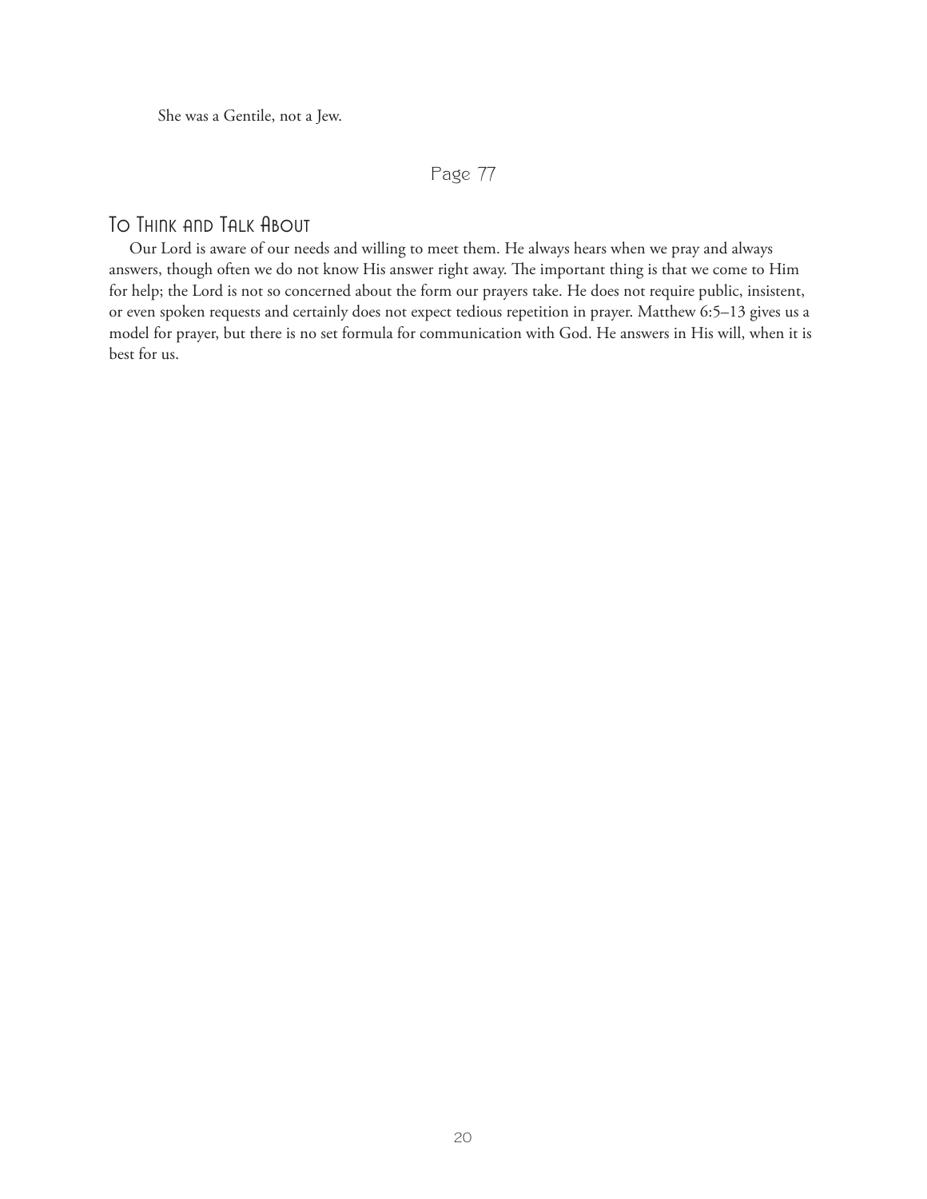She was a Gentile, not a Jew.

Page 77

## To Think and Talk About

Our Lord is aware of our needs and willing to meet them. He always hears when we pray and always answers, though often we do not know His answer right away. The important thing is that we come to Him for help; the Lord is not so concerned about the form our prayers take. He does not require public, insistent, or even spoken requests and certainly does not expect tedious repetition in prayer. Matthew 6:5–13 gives us a model for prayer, but there is no set formula for communication with God. He answers in His will, when it is best for us.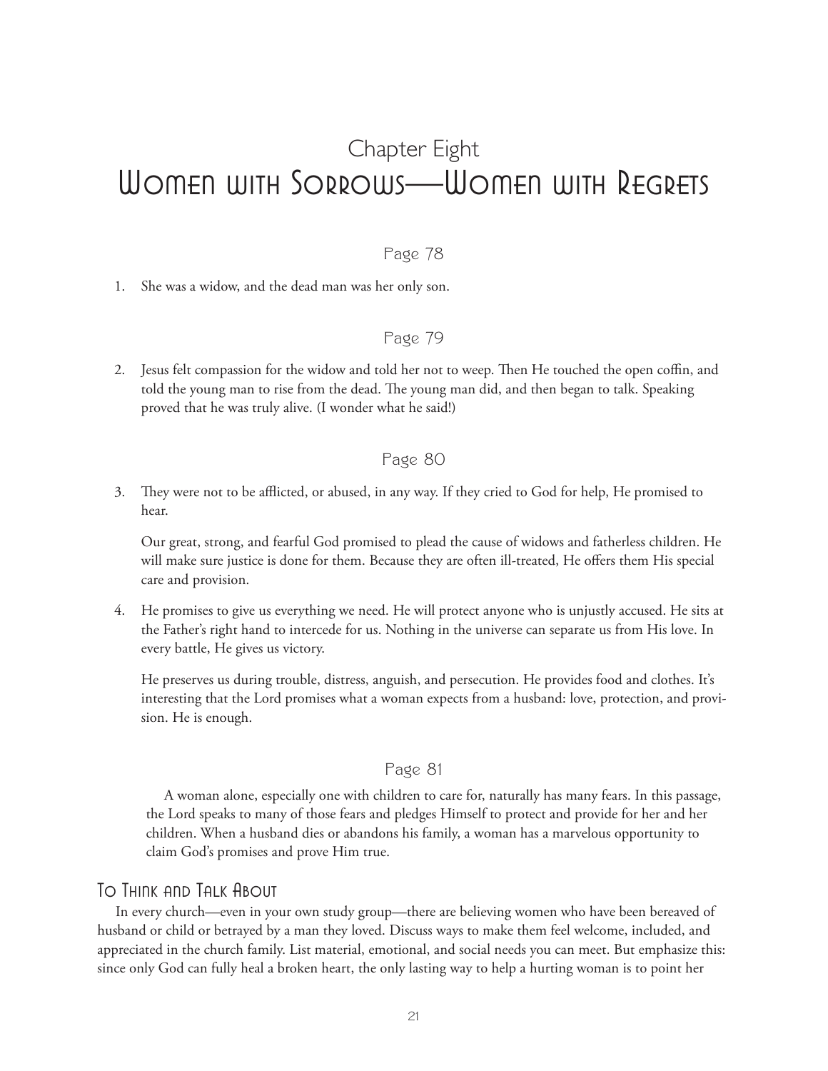# Chapter Eight
# Women with Sorrows—Women with Regrets

### Page 78

1. She was a widow, and the dead man was her only son.

### Page 79

2. Jesus felt compassion for the widow and told her not to weep. Then He touched the open coffin, and told the young man to rise from the dead. The young man did, and then began to talk. Speaking proved that he was truly alive. (I wonder what he said!)

### Page 80

3. They were not to be afflicted, or abused, in any way. If they cried to God for help, He promised to hear.

   Our great, strong, and fearful God promised to plead the cause of widows and fatherless children. He will make sure justice is done for them. Because they are often ill-treated, He offers them His special care and provision.

4. He promises to give us everything we need. He will protect anyone who is unjustly accused. He sits at the Father's right hand to intercede for us. Nothing in the universe can separate us from His love. In every battle, He gives us victory.

   He preserves us during trouble, distress, anguish, and persecution. He provides food and clothes. It's interesting that the Lord promises what a woman expects from a husband: love, protection, and provision. He is enough.

### Page 81

A woman alone, especially one with children to care for, naturally has many fears. In this passage, the Lord speaks to many of those fears and pledges Himself to protect and provide for her and her children. When a husband dies or abandons his family, a woman has a marvelous opportunity to claim God's promises and prove Him true.

## To Think and Talk About

In every church—even in your own study group—there are believing women who have been bereaved of husband or child or betrayed by a man they loved. Discuss ways to make them feel welcome, included, and appreciated in the church family. List material, emotional, and social needs you can meet. But emphasize this: since only God can fully heal a broken heart, the only lasting way to help a hurting woman is to point her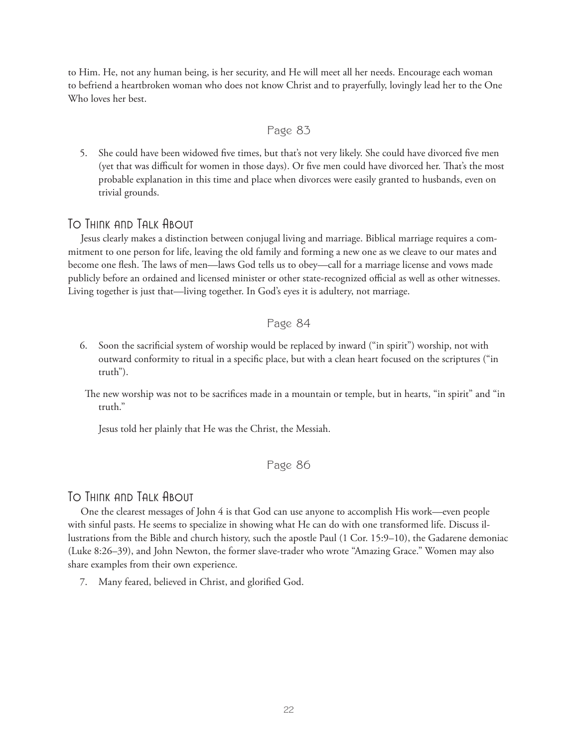to Him. He, not any human being, is her security, and He will meet all her needs. Encourage each woman to befriend a heartbroken woman who does not know Christ and to prayerfully, lovingly lead her to the One Who loves her best.

## Page 83

5. She could have been widowed five times, but that's not very likely. She could have divorced five men (yet that was difficult for women in those days). Or five men could have divorced her. That's the most probable explanation in this time and place when divorces were easily granted to husbands, even on trivial grounds.

### To Think and Talk About

Jesus clearly makes a distinction between conjugal living and marriage. Biblical marriage requires a commitment to one person for life, leaving the old family and forming a new one as we cleave to our mates and become one flesh. The laws of men—laws God tells us to obey—call for a marriage license and vows made publicly before an ordained and licensed minister or other state-recognized official as well as other witnesses. Living together is just that—living together. In God's eyes it is adultery, not marriage.

## Page 84

6. Soon the sacrificial system of worship would be replaced by inward ("in spirit") worship, not with outward conformity to ritual in a specific place, but with a clean heart focused on the scriptures ("in truth").

   The new worship was not to be sacrifices made in a mountain or temple, but in hearts, "in spirit" and "in truth."

   Jesus told her plainly that He was the Christ, the Messiah.

## Page 86

### To Think and Talk About

One the clearest messages of John 4 is that God can use anyone to accomplish His work—even people with sinful pasts. He seems to specialize in showing what He can do with one transformed life. Discuss illustrations from the Bible and church history, such the apostle Paul (1 Cor. 15:9–10), the Gadarene demoniac (Luke 8:26–39), and John Newton, the former slave-trader who wrote "Amazing Grace." Women may also share examples from their own experience.

7. Many feared, believed in Christ, and glorified God.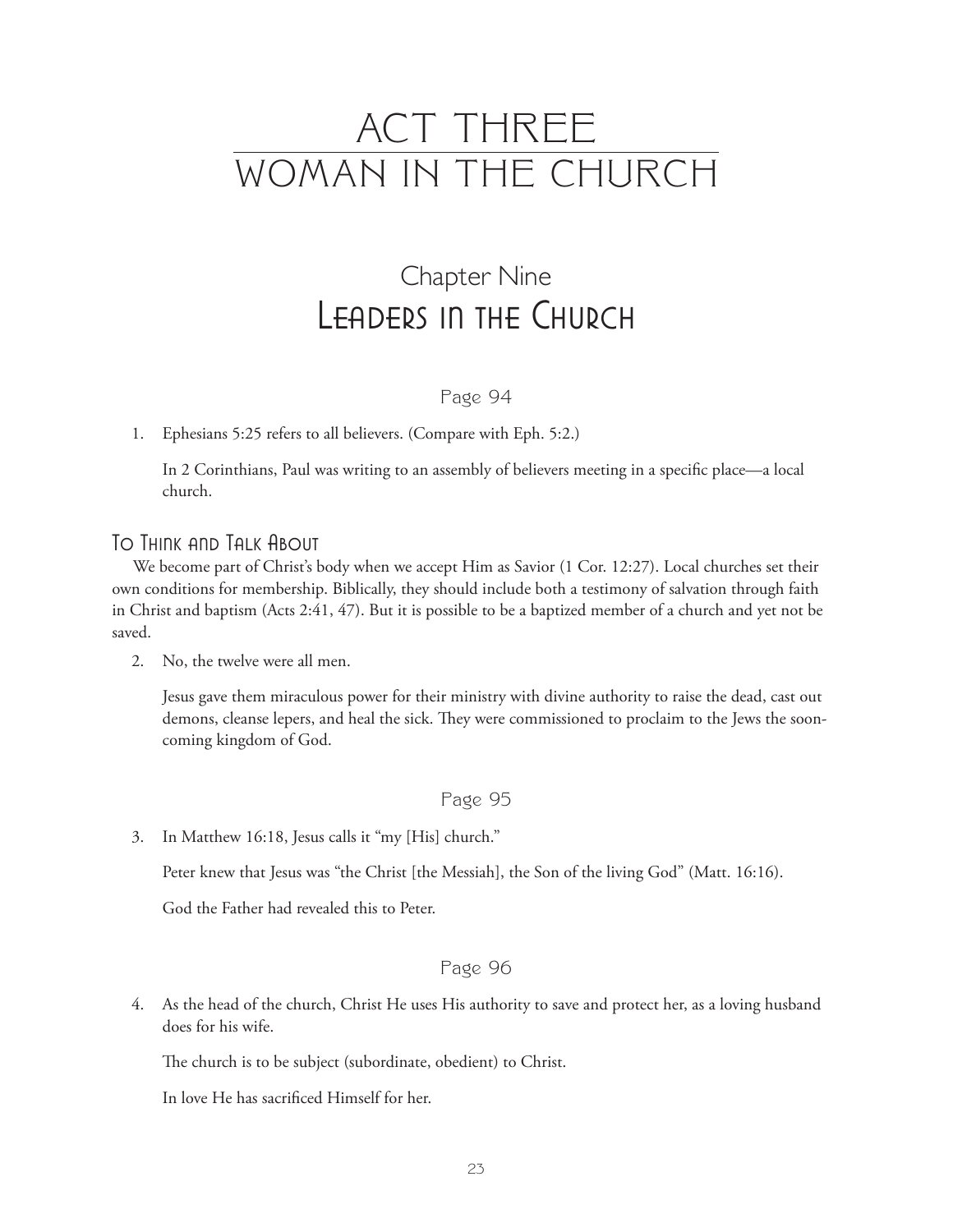# ACT THREE
# WOMAN IN THE CHURCH

## Chapter Nine
## Leaders in the Church

### Page 94

1. Ephesians 5:25 refers to all believers. (Compare with Eph. 5:2.)

   In 2 Corinthians, Paul was writing to an assembly of believers meeting in a specific place—a local church.

### To Think and Talk About

We become part of Christ's body when we accept Him as Savior (1 Cor. 12:27). Local churches set their own conditions for membership. Biblically, they should include both a testimony of salvation through faith in Christ and baptism (Acts 2:41, 47). But it is possible to be a baptized member of a church and yet not be saved.

2. No, the twelve were all men.

   Jesus gave them miraculous power for their ministry with divine authority to raise the dead, cast out demons, cleanse lepers, and heal the sick. They were commissioned to proclaim to the Jews the soon-coming kingdom of God.

### Page 95

3. In Matthew 16:18, Jesus calls it "my [His] church."

   Peter knew that Jesus was "the Christ [the Messiah], the Son of the living God" (Matt. 16:16).

   God the Father had revealed this to Peter.

### Page 96

4. As the head of the church, Christ He uses His authority to save and protect her, as a loving husband does for his wife.

   The church is to be subject (subordinate, obedient) to Christ.

   In love He has sacrificed Himself for her.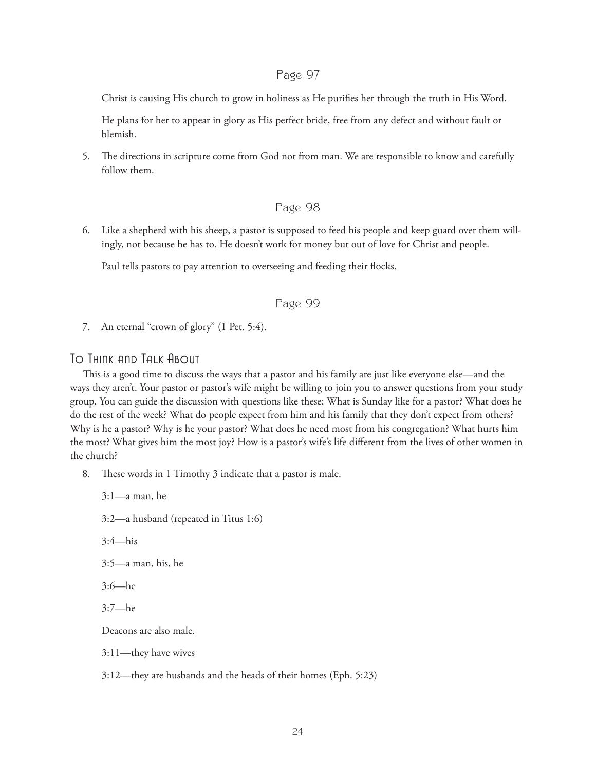## Page 97

Christ is causing His church to grow in holiness as He purifies her through the truth in His Word.

He plans for her to appear in glory as His perfect bride, free from any defect and without fault or blemish.

5. The directions in scripture come from God not from man. We are responsible to know and carefully follow them.

## Page 98

6. Like a shepherd with his sheep, a pastor is supposed to feed his people and keep guard over them willingly, not because he has to. He doesn't work for money but out of love for Christ and people.

   Paul tells pastors to pay attention to overseeing and feeding their flocks.

## Page 99

7. An eternal "crown of glory" (1 Pet. 5:4).

## To Think and Talk About

This is a good time to discuss the ways that a pastor and his family are just like everyone else—and the ways they aren't. Your pastor or pastor's wife might be willing to join you to answer questions from your study group. You can guide the discussion with questions like these: What is Sunday like for a pastor? What does he do the rest of the week? What do people expect from him and his family that they don't expect from others? Why is he a pastor? Why is he your pastor? What does he need most from his congregation? What hurts him the most? What gives him the most joy? How is a pastor's wife's life different from the lives of other women in the church?

8. These words in 1 Timothy 3 indicate that a pastor is male.

   3:1—a man, he

   3:2—a husband (repeated in Titus 1:6)

   3:4—his

   3:5—a man, his, he

   3:6—he

   3:7—he

   Deacons are also male.

   3:11—they have wives

   3:12—they are husbands and the heads of their homes (Eph. 5:23)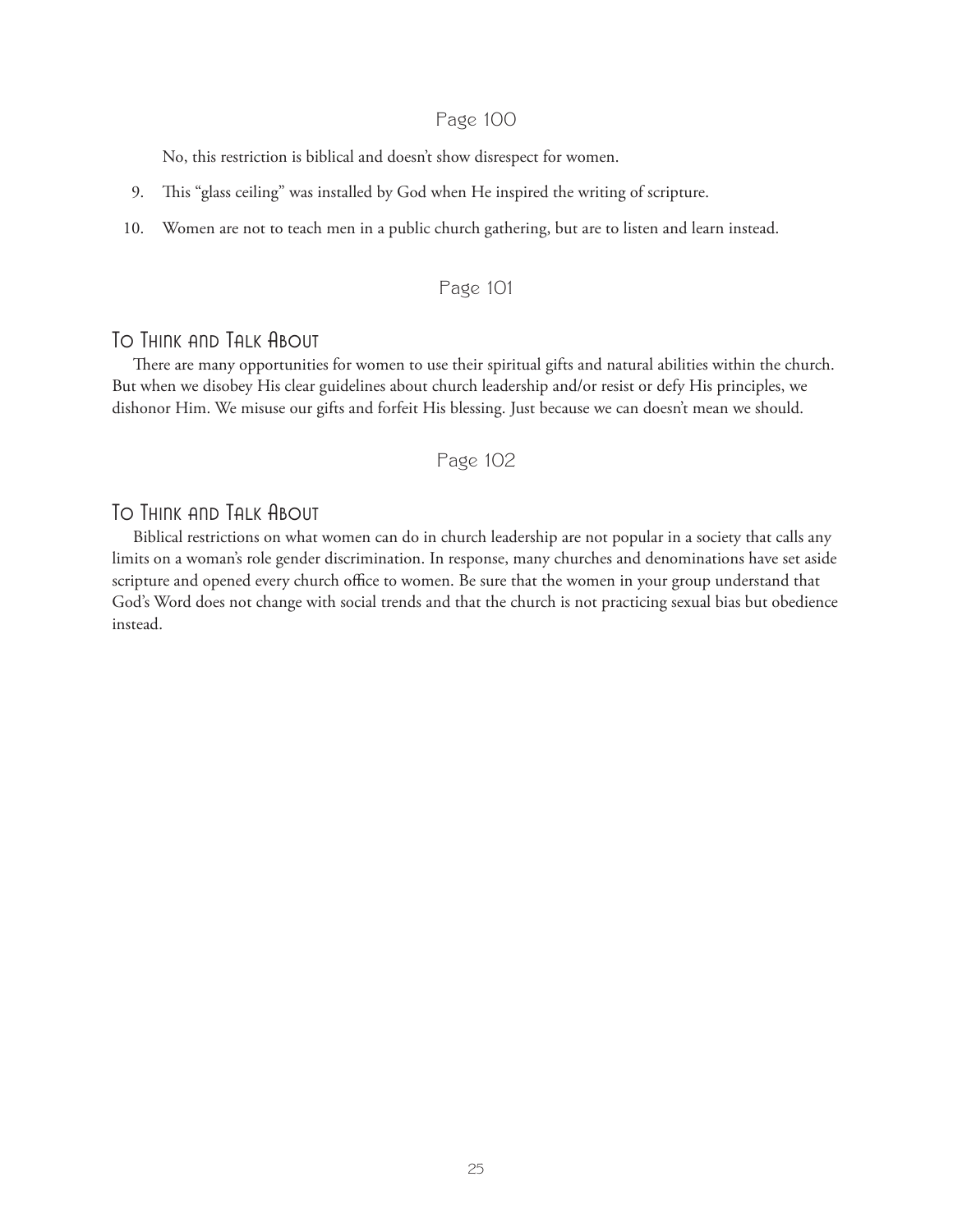## Page 100

No, this restriction is biblical and doesn't show disrespect for women.

9. This "glass ceiling" was installed by God when He inspired the writing of scripture.
10. Women are not to teach men in a public church gathering, but are to listen and learn instead.

## Page 101

### To Think and Talk About

There are many opportunities for women to use their spiritual gifts and natural abilities within the church. But when we disobey His clear guidelines about church leadership and/or resist or defy His principles, we dishonor Him. We misuse our gifts and forfeit His blessing. Just because we can doesn't mean we should.

## Page 102

### To Think and Talk About

Biblical restrictions on what women can do in church leadership are not popular in a society that calls any limits on a woman's role gender discrimination. In response, many churches and denominations have set aside scripture and opened every church office to women. Be sure that the women in your group understand that God's Word does not change with social trends and that the church is not practicing sexual bias but obedience instead.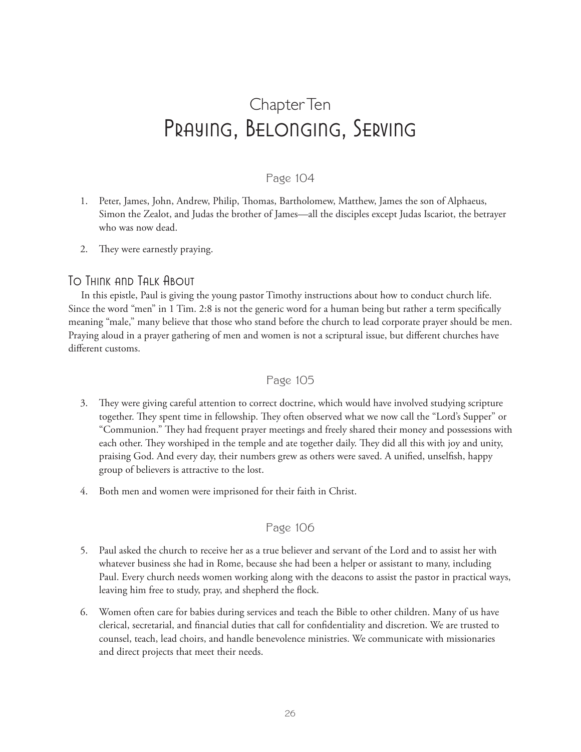# Chapter Ten
# Praying, Belonging, Serving

### Page 104

1. Peter, James, John, Andrew, Philip, Thomas, Bartholomew, Matthew, James the son of Alphaeus, Simon the Zealot, and Judas the brother of James—all the disciples except Judas Iscariot, the betrayer who was now dead.
2. They were earnestly praying.

## To Think and Talk About

In this epistle, Paul is giving the young pastor Timothy instructions about how to conduct church life. Since the word "men" in 1 Tim. 2:8 is not the generic word for a human being but rather a term specifically meaning "male," many believe that those who stand before the church to lead corporate prayer should be men. Praying aloud in a prayer gathering of men and women is not a scriptural issue, but different churches have different customs.

### Page 105

3. They were giving careful attention to correct doctrine, which would have involved studying scripture together. They spent time in fellowship. They often observed what we now call the "Lord's Supper" or "Communion." They had frequent prayer meetings and freely shared their money and possessions with each other. They worshiped in the temple and ate together daily. They did all this with joy and unity, praising God. And every day, their numbers grew as others were saved. A unified, unselfish, happy group of believers is attractive to the lost.
4. Both men and women were imprisoned for their faith in Christ.

### Page 106

5. Paul asked the church to receive her as a true believer and servant of the Lord and to assist her with whatever business she had in Rome, because she had been a helper or assistant to many, including Paul. Every church needs women working along with the deacons to assist the pastor in practical ways, leaving him free to study, pray, and shepherd the flock.
6. Women often care for babies during services and teach the Bible to other children. Many of us have clerical, secretarial, and financial duties that call for confidentiality and discretion. We are trusted to counsel, teach, lead choirs, and handle benevolence ministries. We communicate with missionaries and direct projects that meet their needs.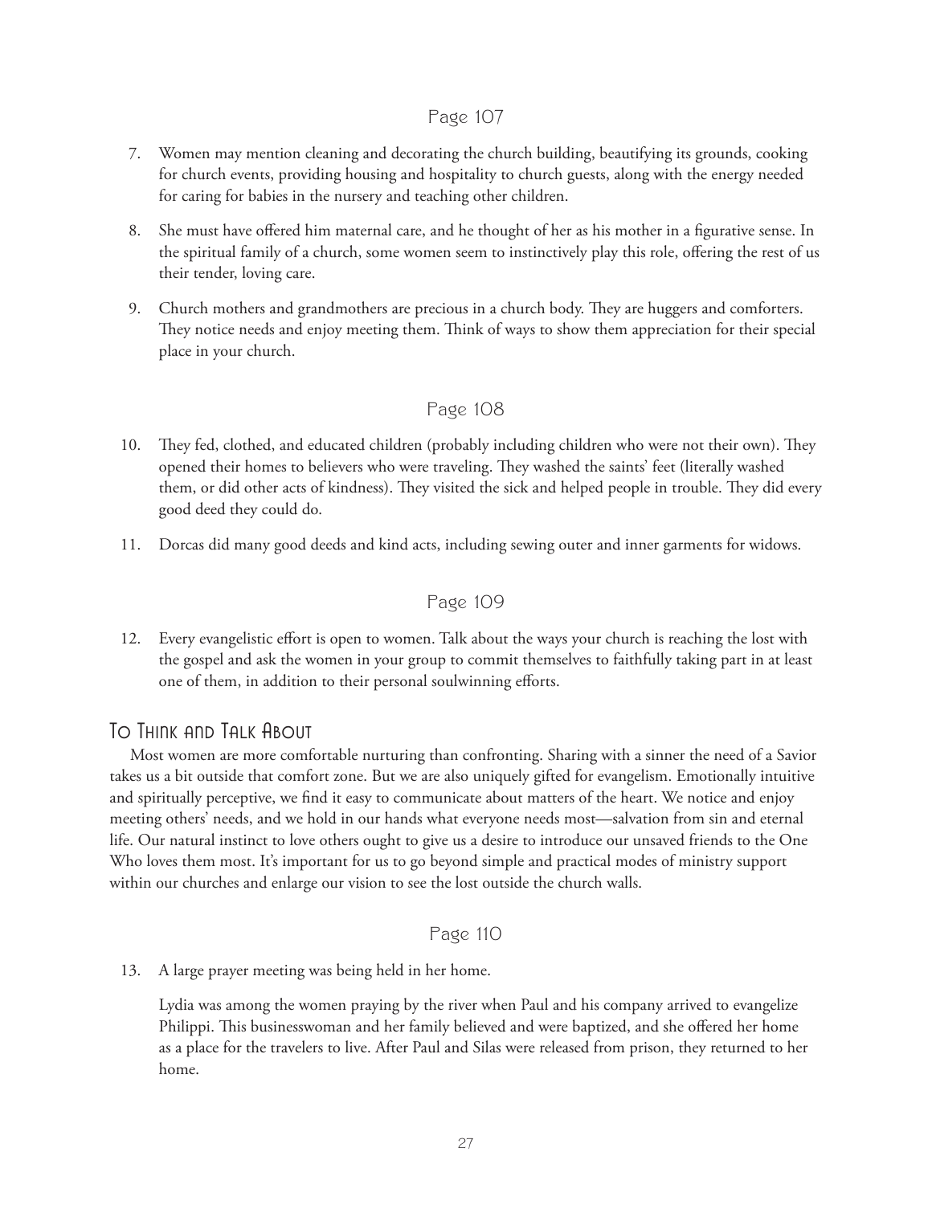## Page 107

7. Women may mention cleaning and decorating the church building, beautifying its grounds, cooking for church events, providing housing and hospitality to church guests, along with the energy needed for caring for babies in the nursery and teaching other children.

8. She must have offered him maternal care, and he thought of her as his mother in a figurative sense. In the spiritual family of a church, some women seem to instinctively play this role, offering the rest of us their tender, loving care.

9. Church mothers and grandmothers are precious in a church body. They are huggers and comforters. They notice needs and enjoy meeting them. Think of ways to show them appreciation for their special place in your church.

## Page 108

10. They fed, clothed, and educated children (probably including children who were not their own). They opened their homes to believers who were traveling. They washed the saints' feet (literally washed them, or did other acts of kindness). They visited the sick and helped people in trouble. They did every good deed they could do.

11. Dorcas did many good deeds and kind acts, including sewing outer and inner garments for widows.

## Page 109

12. Every evangelistic effort is open to women. Talk about the ways your church is reaching the lost with the gospel and ask the women in your group to commit themselves to faithfully taking part in at least one of them, in addition to their personal soulwinning efforts.

### To Think and Talk About

Most women are more comfortable nurturing than confronting. Sharing with a sinner the need of a Savior takes us a bit outside that comfort zone. But we are also uniquely gifted for evangelism. Emotionally intuitive and spiritually perceptive, we find it easy to communicate about matters of the heart. We notice and enjoy meeting others' needs, and we hold in our hands what everyone needs most—salvation from sin and eternal life. Our natural instinct to love others ought to give us a desire to introduce our unsaved friends to the One Who loves them most. It's important for us to go beyond simple and practical modes of ministry support within our churches and enlarge our vision to see the lost outside the church walls.

## Page 110

13. A large prayer meeting was being held in her home.

    Lydia was among the women praying by the river when Paul and his company arrived to evangelize Philippi. This businesswoman and her family believed and were baptized, and she offered her home as a place for the travelers to live. After Paul and Silas were released from prison, they returned to her home.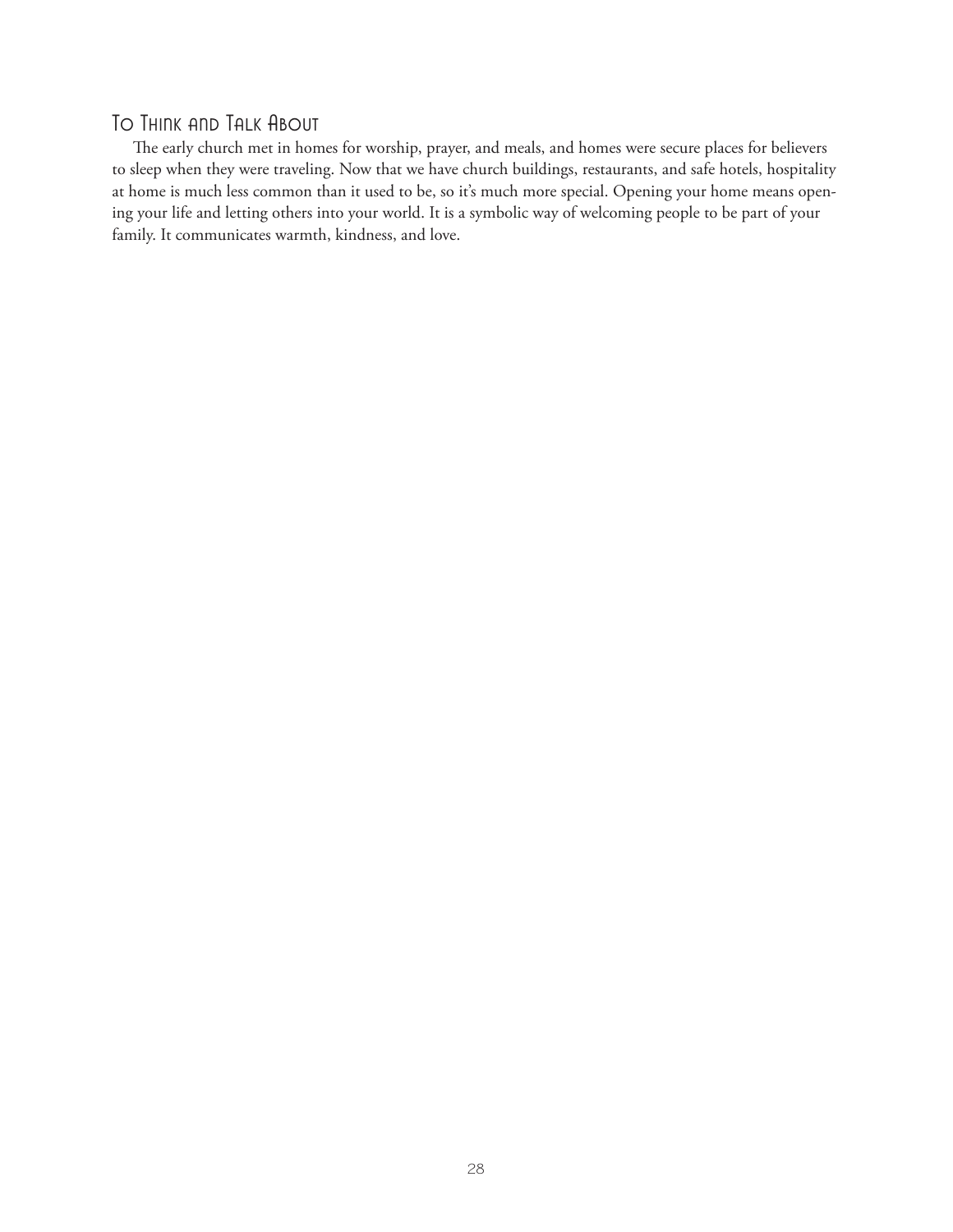## To Think and Talk About

The early church met in homes for worship, prayer, and meals, and homes were secure places for believers to sleep when they were traveling. Now that we have church buildings, restaurants, and safe hotels, hospitality at home is much less common than it used to be, so it's much more special. Opening your home means opening your life and letting others into your world. It is a symbolic way of welcoming people to be part of your family. It communicates warmth, kindness, and love.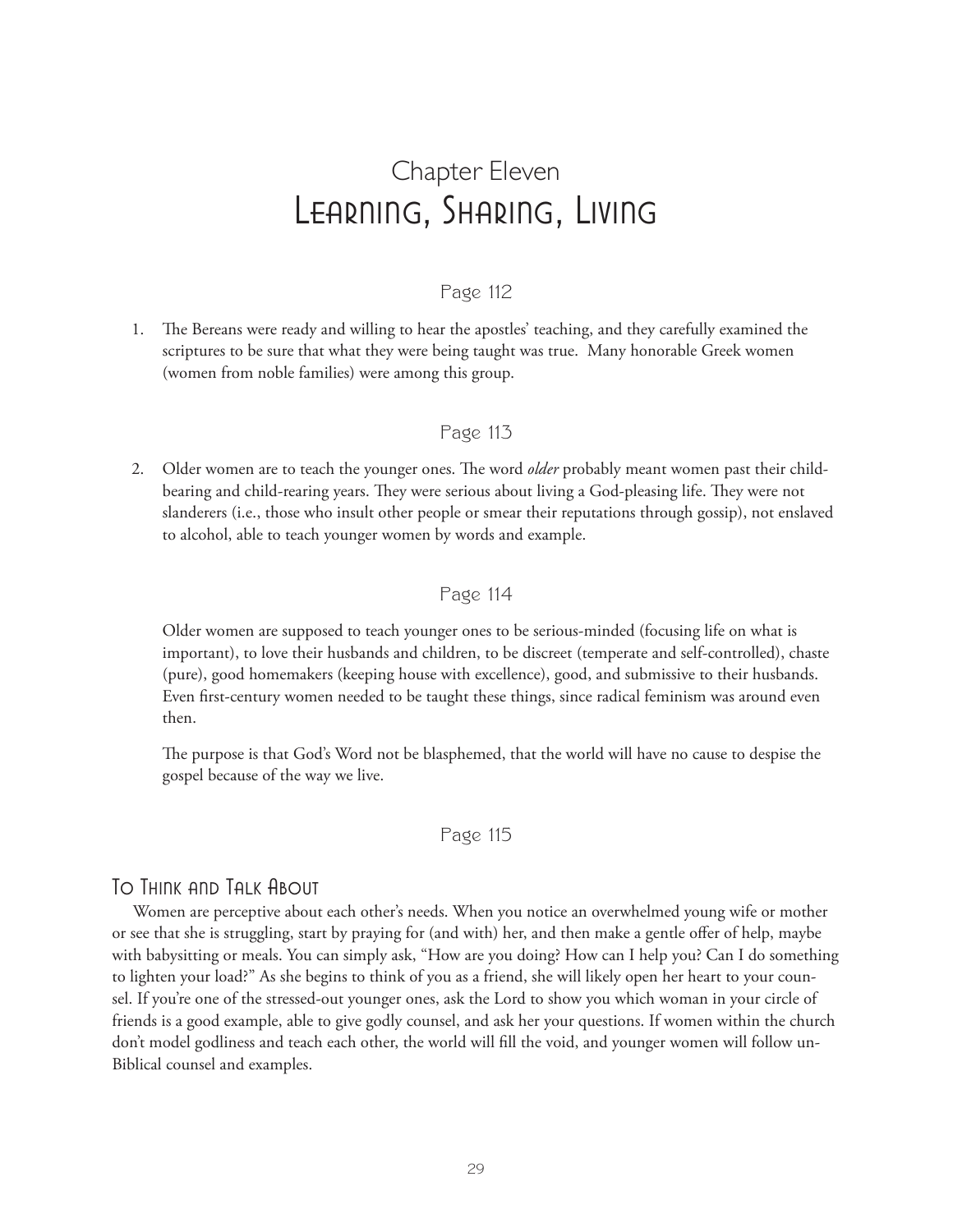# Chapter Eleven
# Learning, Sharing, Living

### Page 112

1. The Bereans were ready and willing to hear the apostles' teaching, and they carefully examined the scriptures to be sure that what they were being taught was true. Many honorable Greek women (women from noble families) were among this group.

### Page 113

2. Older women are to teach the younger ones. The word *older* probably meant women past their child-bearing and child-rearing years. They were serious about living a God-pleasing life. They were not slanderers (i.e., those who insult other people or smear their reputations through gossip), not enslaved to alcohol, able to teach younger women by words and example.

### Page 114

Older women are supposed to teach younger ones to be serious-minded (focusing life on what is important), to love their husbands and children, to be discreet (temperate and self-controlled), chaste (pure), good homemakers (keeping house with excellence), good, and submissive to their husbands. Even first-century women needed to be taught these things, since radical feminism was around even then.

The purpose is that God's Word not be blasphemed, that the world will have no cause to despise the gospel because of the way we live.

### Page 115

## To Think and Talk About

Women are perceptive about each other's needs. When you notice an overwhelmed young wife or mother or see that she is struggling, start by praying for (and with) her, and then make a gentle offer of help, maybe with babysitting or meals. You can simply ask, "How are you doing? How can I help you? Can I do something to lighten your load?" As she begins to think of you as a friend, she will likely open her heart to your counsel. If you're one of the stressed-out younger ones, ask the Lord to show you which woman in your circle of friends is a good example, able to give godly counsel, and ask her your questions. If women within the church don't model godliness and teach each other, the world will fill the void, and younger women will follow un-Biblical counsel and examples.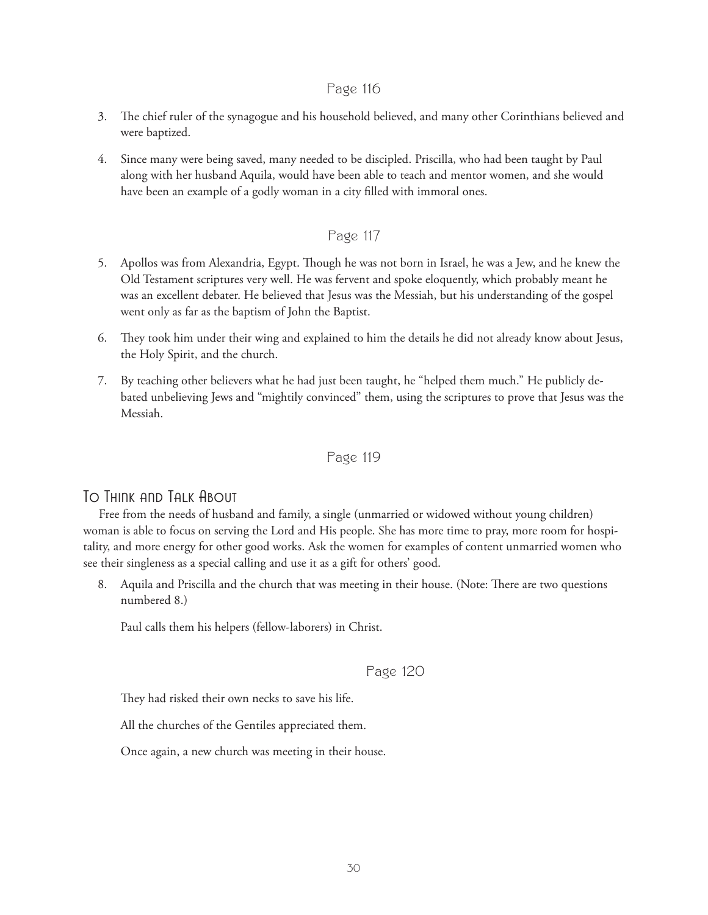## Page 116

3. The chief ruler of the synagogue and his household believed, and many other Corinthians believed and were baptized.

4. Since many were being saved, many needed to be discipled. Priscilla, who had been taught by Paul along with her husband Aquila, would have been able to teach and mentor women, and she would have been an example of a godly woman in a city filled with immoral ones.

## Page 117

5. Apollos was from Alexandria, Egypt. Though he was not born in Israel, he was a Jew, and he knew the Old Testament scriptures very well. He was fervent and spoke eloquently, which probably meant he was an excellent debater. He believed that Jesus was the Messiah, but his understanding of the gospel went only as far as the baptism of John the Baptist.

6. They took him under their wing and explained to him the details he did not already know about Jesus, the Holy Spirit, and the church.

7. By teaching other believers what he had just been taught, he "helped them much." He publicly debated unbelieving Jews and "mightily convinced" them, using the scriptures to prove that Jesus was the Messiah.

## Page 119

### To Think and Talk About

Free from the needs of husband and family, a single (unmarried or widowed without young children) woman is able to focus on serving the Lord and His people. She has more time to pray, more room for hospitality, and more energy for other good works. Ask the women for examples of content unmarried women who see their singleness as a special calling and use it as a gift for others' good.

8. Aquila and Priscilla and the church that was meeting in their house. (Note: There are two questions numbered 8.)

   Paul calls them his helpers (fellow-laborers) in Christ.

## Page 120

They had risked their own necks to save his life.

All the churches of the Gentiles appreciated them.

Once again, a new church was meeting in their house.